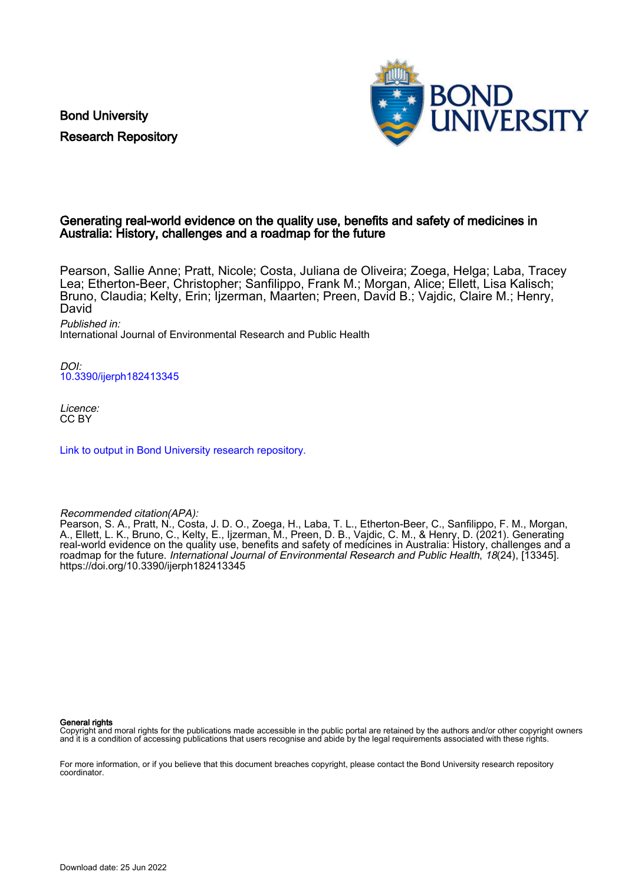Bond University
Research Repository

# Generating real-world evidence on the quality use, benefits and safety of medicines in Australia: History, challenges and a roadmap for the future

Pearson, Sallie Anne; Pratt, Nicole; Costa, Juliana de Oliveira; Zoega, Helga; Laba, Tracey Lea; Etherton-Beer, Christopher; Sanfilippo, Frank M.; Morgan, Alice; Ellett, Lisa Kalisch; Bruno, Claudia; Kelty, Erin; Ijzerman, Maarten; Preen, David B.; Vajdic, Claire M.; Henry, David

*Published in:*
International Journal of Environmental Research and Public Health

*DOI:*
10.3390/ijerph182413345

*Licence:*
CC BY

Link to output in Bond University research repository.

*Recommended citation(APA):*
Pearson, S. A., Pratt, N., Costa, J. D. O., Zoega, H., Laba, T. L., Etherton-Beer, C., Sanfilippo, F. M., Morgan, A., Ellett, L. K., Bruno, C., Kelty, E., Ijzerman, M., Preen, D. B., Vajdic, C. M., & Henry, D. (2021). Generating real-world evidence on the quality use, benefits and safety of medicines in Australia: History, challenges and a roadmap for the future. *International Journal of Environmental Research and Public Health*, *18*(24), [13345]. https://doi.org/10.3390/ijerph182413345

**General rights**
Copyright and moral rights for the publications made accessible in the public portal are retained by the authors and/or other copyright owners and it is a condition of accessing publications that users recognise and abide by the legal requirements associated with these rights.

For more information, or if you believe that this document breaches copyright, please contact the Bond University research repository coordinator.

Download date: 25 Jun 2022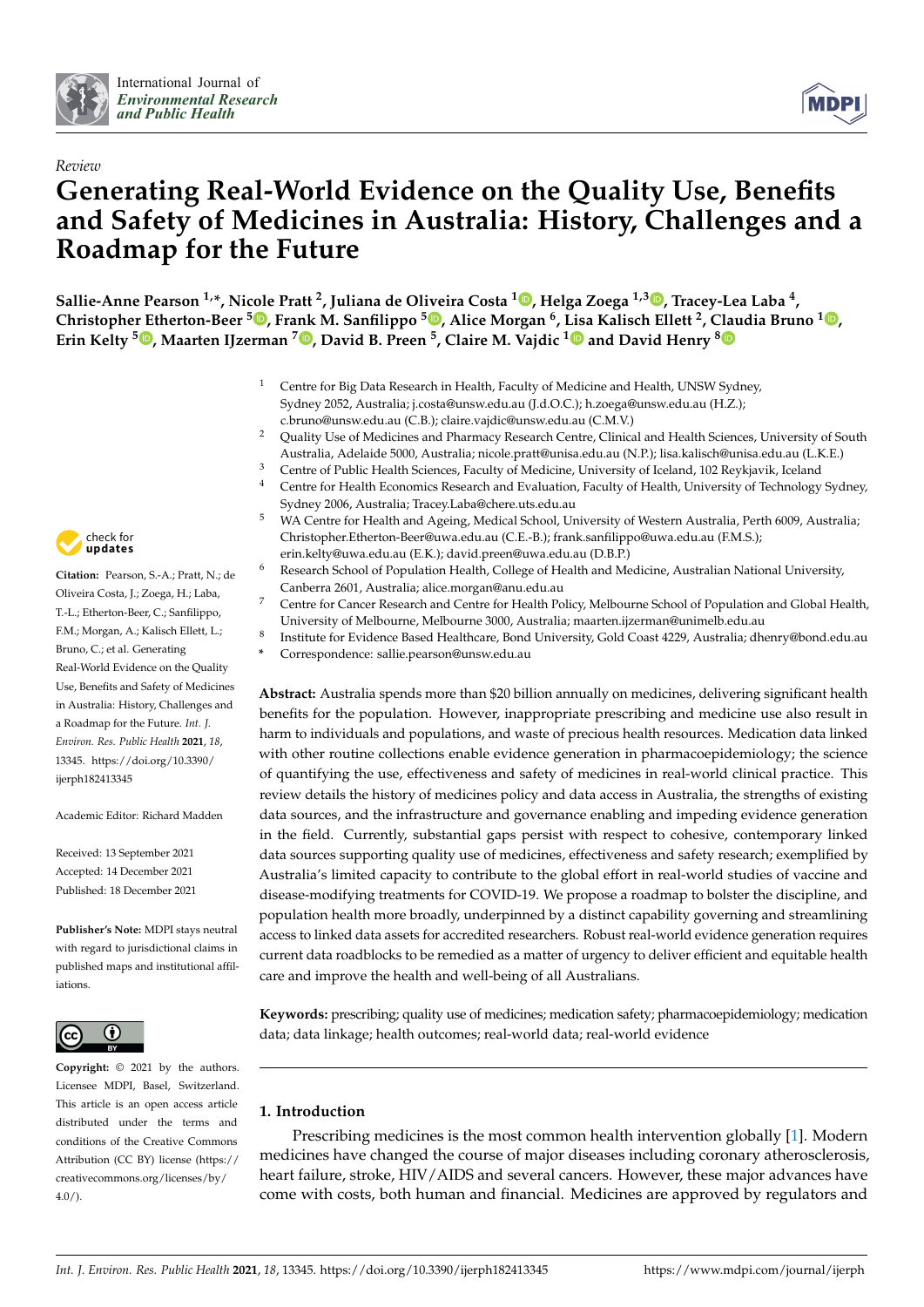Review

# Generating Real-World Evidence on the Quality Use, Benefits and Safety of Medicines in Australia: History, Challenges and a Roadmap for the Future

**Sallie-Anne Pearson [1,*], Nicole Pratt [2], Juliana de Oliveira Costa [1], Helga Zoega [1,3], Tracey-Lea Laba [4], Christopher Etherton-Beer [5], Frank M. Sanfilippo [5], Alice Morgan [6], Lisa Kalisch Ellett [2], Claudia Bruno [1], Erin Kelty [5], Maarten IJzerman [7], David B. Preen [5], Claire M. Vajdic [1] and David Henry [8]**

[1] Centre for Big Data Research in Health, Faculty of Medicine and Health, UNSW Sydney, Sydney 2052, Australia; j.costa@unsw.edu.au (J.d.O.C.); h.zoega@unsw.edu.au (H.Z.); c.bruno@unsw.edu.au (C.B.); claire.vajdic@unsw.edu.au (C.M.V.)
[2] Quality Use of Medicines and Pharmacy Research Centre, Clinical and Health Sciences, University of South Australia, Adelaide 5000, Australia; nicole.pratt@unisa.edu.au (N.P.); lisa.kalisch@unisa.edu.au (L.K.E.)
[3] Centre of Public Health Sciences, Faculty of Medicine, University of Iceland, 102 Reykjavik, Iceland
[4] Centre for Health Economics Research and Evaluation, Faculty of Health, University of Technology Sydney, Sydney 2006, Australia; Tracey.Laba@chere.uts.edu.au
[5] WA Centre for Health and Ageing, Medical School, University of Western Australia, Perth 6009, Australia; Christopher.Etherton-Beer@uwa.edu.au (C.E.-B.); frank.sanfilippo@uwa.edu.au (F.M.S.); erin.kelty@uwa.edu.au (E.K.); david.preen@uwa.edu.au (D.B.P.)
[6] Research School of Population Health, College of Health and Medicine, Australian National University, Canberra 2601, Australia; alice.morgan@anu.edu.au
[7] Centre for Cancer Research and Centre for Health Policy, Melbourne School of Population and Global Health, University of Melbourne, Melbourne 3000, Australia; maarten.ijzerman@unimelb.edu.au
[8] Institute for Evidence Based Healthcare, Bond University, Gold Coast 4229, Australia; dhenry@bond.edu.au
* Correspondence: sallie.pearson@unsw.edu.au

**Citation:** Pearson, S.-A.; Pratt, N.; de Oliveira Costa, J.; Zoega, H.; Laba, T.-L.; Etherton-Beer, C.; Sanfilippo, F.M.; Morgan, A.; Kalisch Ellett, L.; Bruno, C.; et al. Generating Real-World Evidence on the Quality Use, Benefits and Safety of Medicines in Australia: History, Challenges and a Roadmap for the Future. *Int. J. Environ. Res. Public Health* **2021**, *18*, 13345. https://doi.org/10.3390/ijerph182413345

Academic Editor: Richard Madden

Received: 13 September 2021
Accepted: 14 December 2021
Published: 18 December 2021

**Publisher's Note:** MDPI stays neutral with regard to jurisdictional claims in published maps and institutional affiliations.

**Copyright:** © 2021 by the authors. Licensee MDPI, Basel, Switzerland. This article is an open access article distributed under the terms and conditions of the Creative Commons Attribution (CC BY) license (https://creativecommons.org/licenses/by/4.0/).

**Abstract:** Australia spends more than $20 billion annually on medicines, delivering significant health benefits for the population. However, inappropriate prescribing and medicine use also result in harm to individuals and populations, and waste of precious health resources. Medication data linked with other routine collections enable evidence generation in pharmacoepidemiology; the science of quantifying the use, effectiveness and safety of medicines in real-world clinical practice. This review details the history of medicines policy and data access in Australia, the strengths of existing data sources, and the infrastructure and governance enabling and impeding evidence generation in the field. Currently, substantial gaps persist with respect to cohesive, contemporary linked data sources supporting quality use of medicines, effectiveness and safety research; exemplified by Australia's limited capacity to contribute to the global effort in real-world studies of vaccine and disease-modifying treatments for COVID-19. We propose a roadmap to bolster the discipline, and population health more broadly, underpinned by a distinct capability governing and streamlining access to linked data assets for accredited researchers. Robust real-world evidence generation requires current data roadblocks to be remedied as a matter of urgency to deliver efficient and equitable health care and improve the health and well-being of all Australians.

**Keywords:** prescribing; quality use of medicines; medication safety; pharmacoepidemiology; medication data; data linkage; health outcomes; real-world data; real-world evidence

## 1. Introduction

Prescribing medicines is the most common health intervention globally [1]. Modern medicines have changed the course of major diseases including coronary atherosclerosis, heart failure, stroke, HIV/AIDS and several cancers. However, these major advances have come with costs, both human and financial. Medicines are approved by regulators and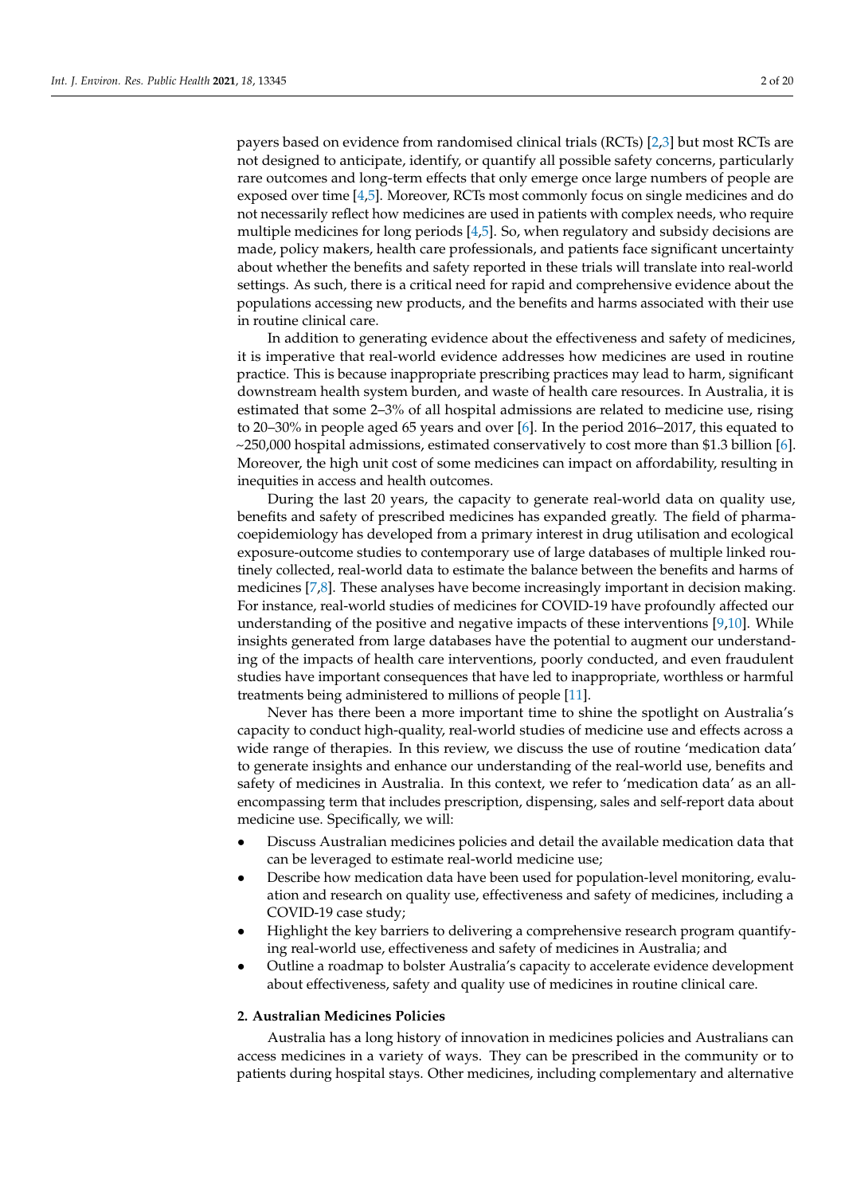payers based on evidence from randomised clinical trials (RCTs) [2,3] but most RCTs are not designed to anticipate, identify, or quantify all possible safety concerns, particularly rare outcomes and long-term effects that only emerge once large numbers of people are exposed over time [4,5]. Moreover, RCTs most commonly focus on single medicines and do not necessarily reflect how medicines are used in patients with complex needs, who require multiple medicines for long periods [4,5]. So, when regulatory and subsidy decisions are made, policy makers, health care professionals, and patients face significant uncertainty about whether the benefits and safety reported in these trials will translate into real-world settings. As such, there is a critical need for rapid and comprehensive evidence about the populations accessing new products, and the benefits and harms associated with their use in routine clinical care.

In addition to generating evidence about the effectiveness and safety of medicines, it is imperative that real-world evidence addresses how medicines are used in routine practice. This is because inappropriate prescribing practices may lead to harm, significant downstream health system burden, and waste of health care resources. In Australia, it is estimated that some 2–3% of all hospital admissions are related to medicine use, rising to 20–30% in people aged 65 years and over [6]. In the period 2016–2017, this equated to ~250,000 hospital admissions, estimated conservatively to cost more than $1.3 billion [6]. Moreover, the high unit cost of some medicines can impact on affordability, resulting in inequities in access and health outcomes.

During the last 20 years, the capacity to generate real-world data on quality use, benefits and safety of prescribed medicines has expanded greatly. The field of pharmacoepidemiology has developed from a primary interest in drug utilisation and ecological exposure-outcome studies to contemporary use of large databases of multiple linked routinely collected, real-world data to estimate the balance between the benefits and harms of medicines [7,8]. These analyses have become increasingly important in decision making. For instance, real-world studies of medicines for COVID-19 have profoundly affected our understanding of the positive and negative impacts of these interventions [9,10]. While insights generated from large databases have the potential to augment our understanding of the impacts of health care interventions, poorly conducted, and even fraudulent studies have important consequences that have led to inappropriate, worthless or harmful treatments being administered to millions of people [11].

Never has there been a more important time to shine the spotlight on Australia's capacity to conduct high-quality, real-world studies of medicine use and effects across a wide range of therapies. In this review, we discuss the use of routine 'medication data' to generate insights and enhance our understanding of the real-world use, benefits and safety of medicines in Australia. In this context, we refer to 'medication data' as an all-encompassing term that includes prescription, dispensing, sales and self-report data about medicine use. Specifically, we will:

- Discuss Australian medicines policies and detail the available medication data that can be leveraged to estimate real-world medicine use;
- Describe how medication data have been used for population-level monitoring, evaluation and research on quality use, effectiveness and safety of medicines, including a COVID-19 case study;
- Highlight the key barriers to delivering a comprehensive research program quantifying real-world use, effectiveness and safety of medicines in Australia; and
- Outline a roadmap to bolster Australia's capacity to accelerate evidence development about effectiveness, safety and quality use of medicines in routine clinical care.

## 2. Australian Medicines Policies

Australia has a long history of innovation in medicines policies and Australians can access medicines in a variety of ways. They can be prescribed in the community or to patients during hospital stays. Other medicines, including complementary and alternative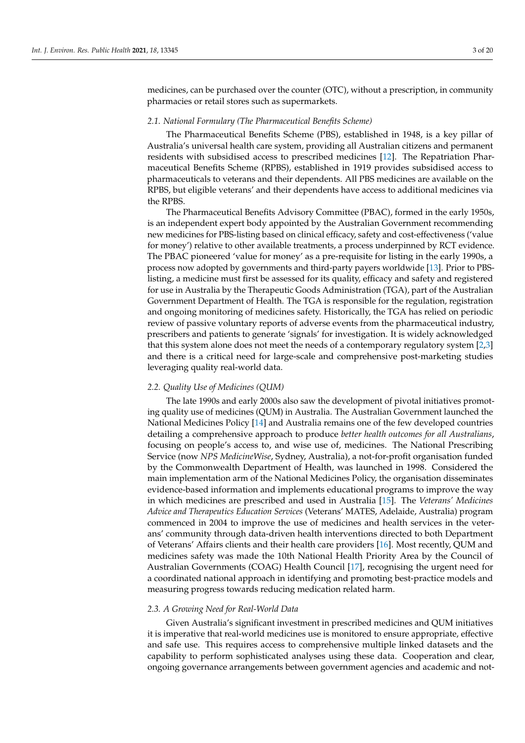medicines, can be purchased over the counter (OTC), without a prescription, in community pharmacies or retail stores such as supermarkets.

### *2.1. National Formulary (The Pharmaceutical Benefits Scheme)*

The Pharmaceutical Benefits Scheme (PBS), established in 1948, is a key pillar of Australia's universal health care system, providing all Australian citizens and permanent residents with subsidised access to prescribed medicines [12]. The Repatriation Pharmaceutical Benefits Scheme (RPBS), established in 1919 provides subsidised access to pharmaceuticals to veterans and their dependents. All PBS medicines are available on the RPBS, but eligible veterans' and their dependents have access to additional medicines via the RPBS.

The Pharmaceutical Benefits Advisory Committee (PBAC), formed in the early 1950s, is an independent expert body appointed by the Australian Government recommending new medicines for PBS-listing based on clinical efficacy, safety and cost-effectiveness ('value for money') relative to other available treatments, a process underpinned by RCT evidence. The PBAC pioneered 'value for money' as a pre-requisite for listing in the early 1990s, a process now adopted by governments and third-party payers worldwide [13]. Prior to PBS-listing, a medicine must first be assessed for its quality, efficacy and safety and registered for use in Australia by the Therapeutic Goods Administration (TGA), part of the Australian Government Department of Health. The TGA is responsible for the regulation, registration and ongoing monitoring of medicines safety. Historically, the TGA has relied on periodic review of passive voluntary reports of adverse events from the pharmaceutical industry, prescribers and patients to generate 'signals' for investigation. It is widely acknowledged that this system alone does not meet the needs of a contemporary regulatory system [2,3] and there is a critical need for large-scale and comprehensive post-marketing studies leveraging quality real-world data.

### *2.2. Quality Use of Medicines (QUM)*

The late 1990s and early 2000s also saw the development of pivotal initiatives promoting quality use of medicines (QUM) in Australia. The Australian Government launched the National Medicines Policy [14] and Australia remains one of the few developed countries detailing a comprehensive approach to produce *better health outcomes for all Australians*, focusing on people's access to, and wise use of, medicines. The National Prescribing Service (now *NPS MedicineWise*, Sydney, Australia), a not-for-profit organisation funded by the Commonwealth Department of Health, was launched in 1998. Considered the main implementation arm of the National Medicines Policy, the organisation disseminates evidence-based information and implements educational programs to improve the way in which medicines are prescribed and used in Australia [15]. The *Veterans' Medicines Advice and Therapeutics Education Services* (Veterans' MATES, Adelaide, Australia) program commenced in 2004 to improve the use of medicines and health services in the veterans' community through data-driven health interventions directed to both Department of Veterans' Affairs clients and their health care providers [16]. Most recently, QUM and medicines safety was made the 10th National Health Priority Area by the Council of Australian Governments (COAG) Health Council [17], recognising the urgent need for a coordinated national approach in identifying and promoting best-practice models and measuring progress towards reducing medication related harm.

### *2.3. A Growing Need for Real-World Data*

Given Australia's significant investment in prescribed medicines and QUM initiatives it is imperative that real-world medicines use is monitored to ensure appropriate, effective and safe use. This requires access to comprehensive multiple linked datasets and the capability to perform sophisticated analyses using these data. Cooperation and clear, ongoing governance arrangements between government agencies and academic and not-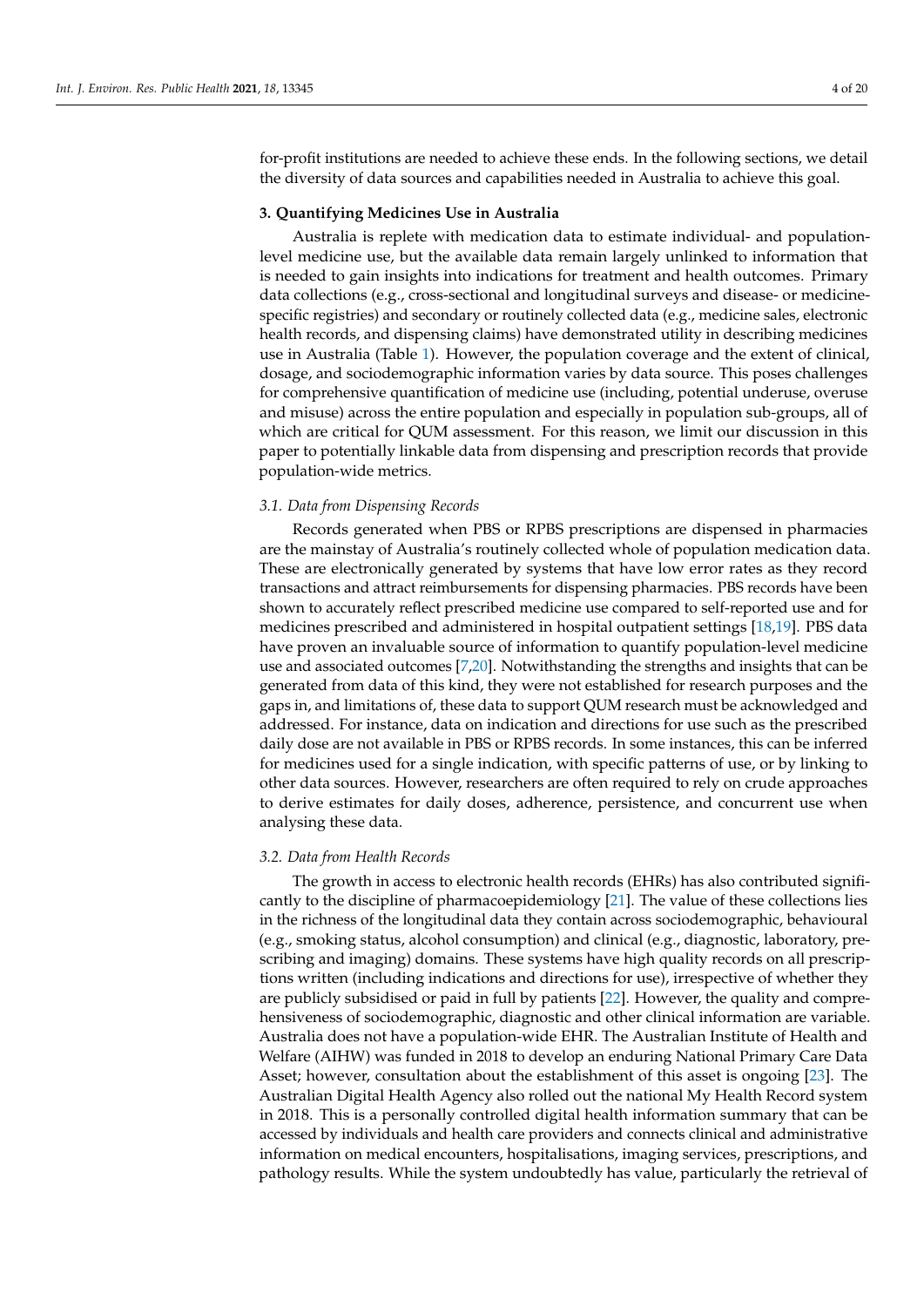for-profit institutions are needed to achieve these ends. In the following sections, we detail the diversity of data sources and capabilities needed in Australia to achieve this goal.

## 3. Quantifying Medicines Use in Australia

Australia is replete with medication data to estimate individual- and population-level medicine use, but the available data remain largely unlinked to information that is needed to gain insights into indications for treatment and health outcomes. Primary data collections (e.g., cross-sectional and longitudinal surveys and disease- or medicine-specific registries) and secondary or routinely collected data (e.g., medicine sales, electronic health records, and dispensing claims) have demonstrated utility in describing medicines use in Australia (Table 1). However, the population coverage and the extent of clinical, dosage, and sociodemographic information varies by data source. This poses challenges for comprehensive quantification of medicine use (including, potential underuse, overuse and misuse) across the entire population and especially in population sub-groups, all of which are critical for QUM assessment. For this reason, we limit our discussion in this paper to potentially linkable data from dispensing and prescription records that provide population-wide metrics.

### *3.1. Data from Dispensing Records*

Records generated when PBS or RPBS prescriptions are dispensed in pharmacies are the mainstay of Australia's routinely collected whole of population medication data. These are electronically generated by systems that have low error rates as they record transactions and attract reimbursements for dispensing pharmacies. PBS records have been shown to accurately reflect prescribed medicine use compared to self-reported use and for medicines prescribed and administered in hospital outpatient settings [18,19]. PBS data have proven an invaluable source of information to quantify population-level medicine use and associated outcomes [7,20]. Notwithstanding the strengths and insights that can be generated from data of this kind, they were not established for research purposes and the gaps in, and limitations of, these data to support QUM research must be acknowledged and addressed. For instance, data on indication and directions for use such as the prescribed daily dose are not available in PBS or RPBS records. In some instances, this can be inferred for medicines used for a single indication, with specific patterns of use, or by linking to other data sources. However, researchers are often required to rely on crude approaches to derive estimates for daily doses, adherence, persistence, and concurrent use when analysing these data.

### *3.2. Data from Health Records*

The growth in access to electronic health records (EHRs) has also contributed significantly to the discipline of pharmacoepidemiology [21]. The value of these collections lies in the richness of the longitudinal data they contain across sociodemographic, behavioural (e.g., smoking status, alcohol consumption) and clinical (e.g., diagnostic, laboratory, prescribing and imaging) domains. These systems have high quality records on all prescriptions written (including indications and directions for use), irrespective of whether they are publicly subsidised or paid in full by patients [22]. However, the quality and comprehensiveness of sociodemographic, diagnostic and other clinical information are variable. Australia does not have a population-wide EHR. The Australian Institute of Health and Welfare (AIHW) was funded in 2018 to develop an enduring National Primary Care Data Asset; however, consultation about the establishment of this asset is ongoing [23]. The Australian Digital Health Agency also rolled out the national My Health Record system in 2018. This is a personally controlled digital health information summary that can be accessed by individuals and health care providers and connects clinical and administrative information on medical encounters, hospitalisations, imaging services, prescriptions, and pathology results. While the system undoubtedly has value, particularly the retrieval of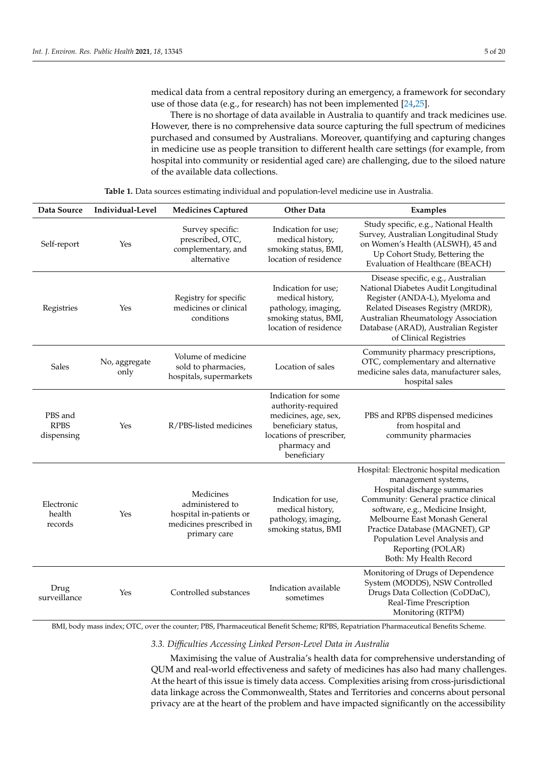medical data from a central repository during an emergency, a framework for secondary use of those data (e.g., for research) has not been implemented [24,25].

There is no shortage of data available in Australia to quantify and track medicines use. However, there is no comprehensive data source capturing the full spectrum of medicines purchased and consumed by Australians. Moreover, quantifying and capturing changes in medicine use as people transition to different health care settings (for example, from hospital into community or residential aged care) are challenging, due to the siloed nature of the available data collections.

**Table 1.** Data sources estimating individual and population-level medicine use in Australia.

| Data Source | Individual-Level | Medicines Captured | Other Data | Examples |
|---|---|---|---|---|
| Self-report | Yes | Survey specific: prescribed, OTC, complementary, and alternative | Indication for use; medical history, smoking status, BMI, location of residence | Study specific, e.g., National Health Survey, Australian Longitudinal Study on Women's Health (ALSWH), 45 and Up Cohort Study, Bettering the Evaluation of Healthcare (BEACH) |
| Registries | Yes | Registry for specific medicines or clinical conditions | Indication for use; medical history, pathology, imaging, smoking status, BMI, location of residence | Disease specific, e.g., Australian National Diabetes Audit Longitudinal Register (ANDA-L), Myeloma and Related Diseases Registry (MRDR), Australian Rheumatology Association Database (ARAD), Australian Register of Clinical Registries |
| Sales | No, aggregate only | Volume of medicine sold to pharmacies, hospitals, supermarkets | Location of sales | Community pharmacy prescriptions, OTC, complementary and alternative medicine sales data, manufacturer sales, hospital sales |
| PBS and RPBS dispensing | Yes | R/PBS-listed medicines | Indication for some authority-required medicines, age, sex, beneficiary status, locations of prescriber, pharmacy and beneficiary | PBS and RPBS dispensed medicines from hospital and community pharmacies |
| Electronic health records | Yes | Medicines administered to hospital in-patients or medicines prescribed in primary care | Indication for use, medical history, pathology, imaging, smoking status, BMI | Hospital: Electronic hospital medication management systems, Hospital discharge summaries<br>Community: General practice clinical software, e.g., Medicine Insight, Melbourne East Monash General Practice Database (MAGNET), GP Population Level Analysis and Reporting (POLAR)<br>Both: My Health Record |
| Drug surveillance | Yes | Controlled substances | Indication available sometimes | Monitoring of Drugs of Dependence System (MODDS), NSW Controlled Drugs Data Collection (CoDDaC), Real-Time Prescription Monitoring (RTPM) |

BMI, body mass index; OTC, over the counter; PBS, Pharmaceutical Benefit Scheme; RPBS, Repatriation Pharmaceutical Benefits Scheme.

### 3.3. Difficulties Accessing Linked Person-Level Data in Australia

Maximising the value of Australia's health data for comprehensive understanding of QUM and real-world effectiveness and safety of medicines has also had many challenges. At the heart of this issue is timely data access. Complexities arising from cross-jurisdictional data linkage across the Commonwealth, States and Territories and concerns about personal privacy are at the heart of the problem and have impacted significantly on the accessibility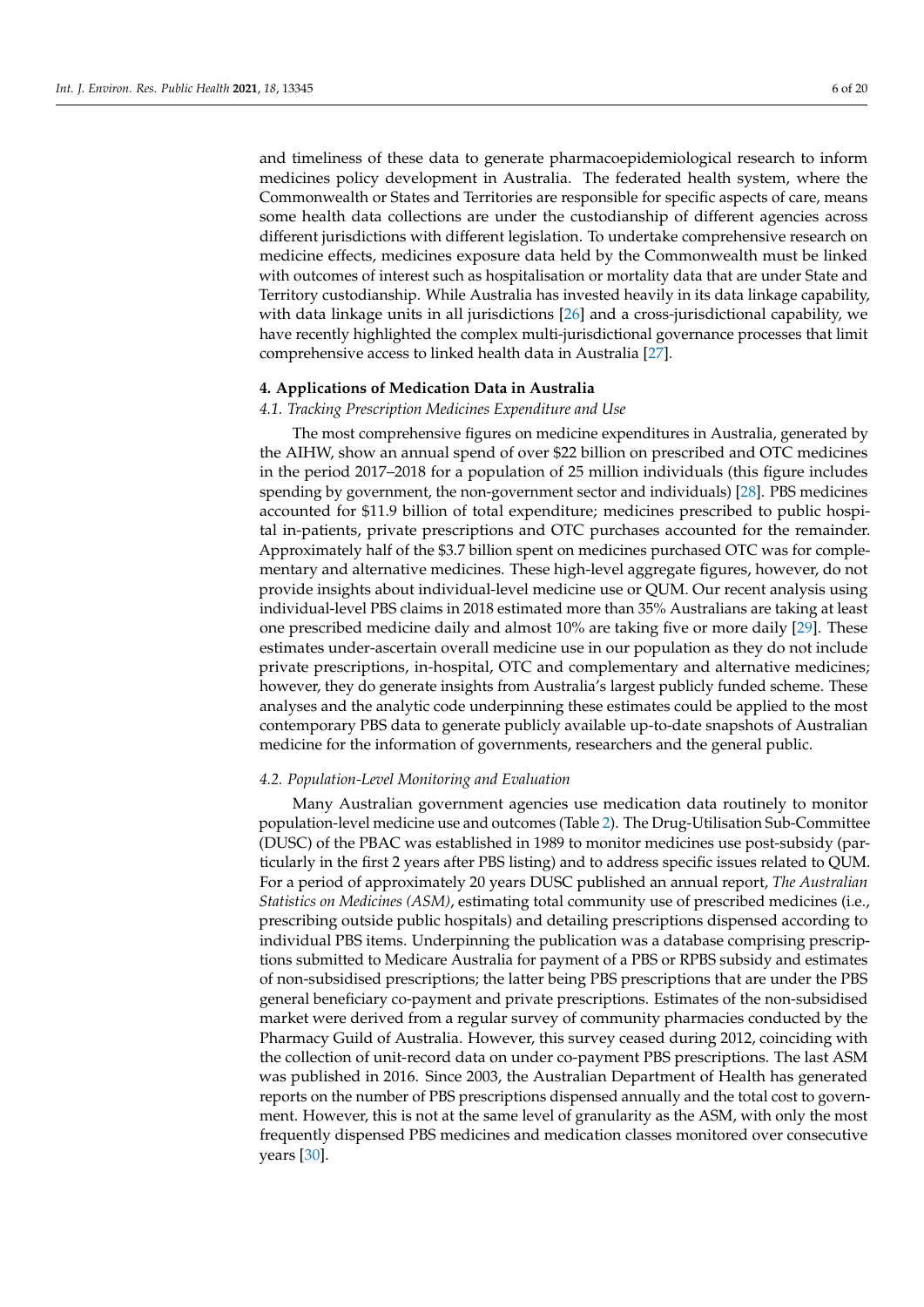and timeliness of these data to generate pharmacoepidemiological research to inform medicines policy development in Australia. The federated health system, where the Commonwealth or States and Territories are responsible for specific aspects of care, means some health data collections are under the custodianship of different agencies across different jurisdictions with different legislation. To undertake comprehensive research on medicine effects, medicines exposure data held by the Commonwealth must be linked with outcomes of interest such as hospitalisation or mortality data that are under State and Territory custodianship. While Australia has invested heavily in its data linkage capability, with data linkage units in all jurisdictions [26] and a cross-jurisdictional capability, we have recently highlighted the complex multi-jurisdictional governance processes that limit comprehensive access to linked health data in Australia [27].

## 4. Applications of Medication Data in Australia

### *4.1. Tracking Prescription Medicines Expenditure and Use*

The most comprehensive figures on medicine expenditures in Australia, generated by the AIHW, show an annual spend of over $22 billion on prescribed and OTC medicines in the period 2017–2018 for a population of 25 million individuals (this figure includes spending by government, the non-government sector and individuals) [28]. PBS medicines accounted for $11.9 billion of total expenditure; medicines prescribed to public hospital in-patients, private prescriptions and OTC purchases accounted for the remainder. Approximately half of the $3.7 billion spent on medicines purchased OTC was for complementary and alternative medicines. These high-level aggregate figures, however, do not provide insights about individual-level medicine use or QUM. Our recent analysis using individual-level PBS claims in 2018 estimated more than 35% Australians are taking at least one prescribed medicine daily and almost 10% are taking five or more daily [29]. These estimates under-ascertain overall medicine use in our population as they do not include private prescriptions, in-hospital, OTC and complementary and alternative medicines; however, they do generate insights from Australia's largest publicly funded scheme. These analyses and the analytic code underpinning these estimates could be applied to the most contemporary PBS data to generate publicly available up-to-date snapshots of Australian medicine for the information of governments, researchers and the general public.

### *4.2. Population-Level Monitoring and Evaluation*

Many Australian government agencies use medication data routinely to monitor population-level medicine use and outcomes (Table 2). The Drug-Utilisation Sub-Committee (DUSC) of the PBAC was established in 1989 to monitor medicines use post-subsidy (particularly in the first 2 years after PBS listing) and to address specific issues related to QUM. For a period of approximately 20 years DUSC published an annual report, *The Australian Statistics on Medicines (ASM)*, estimating total community use of prescribed medicines (i.e., prescribing outside public hospitals) and detailing prescriptions dispensed according to individual PBS items. Underpinning the publication was a database comprising prescriptions submitted to Medicare Australia for payment of a PBS or RPBS subsidy and estimates of non-subsidised prescriptions; the latter being PBS prescriptions that are under the PBS general beneficiary co-payment and private prescriptions. Estimates of the non-subsidised market were derived from a regular survey of community pharmacies conducted by the Pharmacy Guild of Australia. However, this survey ceased during 2012, coinciding with the collection of unit-record data on under co-payment PBS prescriptions. The last ASM was published in 2016. Since 2003, the Australian Department of Health has generated reports on the number of PBS prescriptions dispensed annually and the total cost to government. However, this is not at the same level of granularity as the ASM, with only the most frequently dispensed PBS medicines and medication classes monitored over consecutive years [30].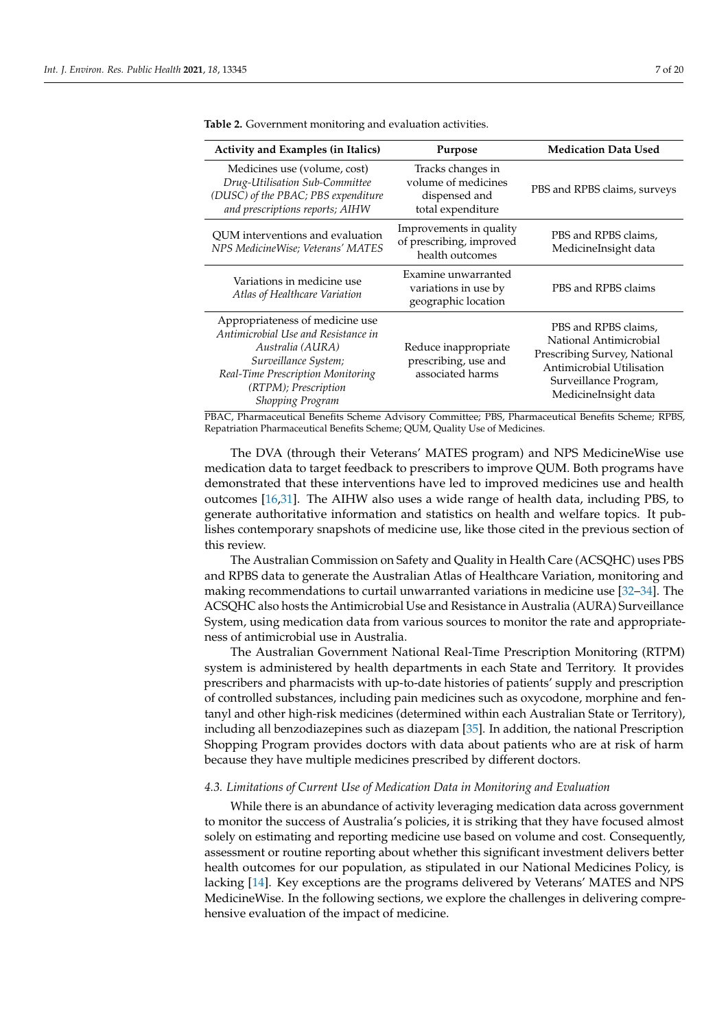**Table 2.** Government monitoring and evaluation activities.

| Activity and Examples (in Italics) | Purpose | Medication Data Used |
|---|---|---|
| Medicines use (volume, cost) *Drug-Utilisation Sub-Committee (DUSC) of the PBAC; PBS expenditure and prescriptions reports; AIHW* | Tracks changes in volume of medicines dispensed and total expenditure | PBS and RPBS claims, surveys |
| QUM interventions and evaluation *NPS MedicineWise; Veterans' MATES* | Improvements in quality of prescribing, improved health outcomes | PBS and RPBS claims, MedicineInsight data |
| Variations in medicine use *Atlas of Healthcare Variation* | Examine unwarranted variations in use by geographic location | PBS and RPBS claims |
| Appropriateness of medicine use *Antimicrobial Use and Resistance in Australia (AURA) Surveillance System; Real-Time Prescription Monitoring (RTPM); Prescription Shopping Program* | Reduce inappropriate prescribing, use and associated harms | PBS and RPBS claims, National Antimicrobial Prescribing Survey, National Antimicrobial Utilisation Surveillance Program, MedicineInsight data |

PBAC, Pharmaceutical Benefits Scheme Advisory Committee; PBS, Pharmaceutical Benefits Scheme; RPBS, Repatriation Pharmaceutical Benefits Scheme; QUM, Quality Use of Medicines.

The DVA (through their Veterans' MATES program) and NPS MedicineWise use medication data to target feedback to prescribers to improve QUM. Both programs have demonstrated that these interventions have led to improved medicines use and health outcomes [16,31]. The AIHW also uses a wide range of health data, including PBS, to generate authoritative information and statistics on health and welfare topics. It publishes contemporary snapshots of medicine use, like those cited in the previous section of this review.

The Australian Commission on Safety and Quality in Health Care (ACSQHC) uses PBS and RPBS data to generate the Australian Atlas of Healthcare Variation, monitoring and making recommendations to curtail unwarranted variations in medicine use [32–34]. The ACSQHC also hosts the Antimicrobial Use and Resistance in Australia (AURA) Surveillance System, using medication data from various sources to monitor the rate and appropriateness of antimicrobial use in Australia.

The Australian Government National Real-Time Prescription Monitoring (RTPM) system is administered by health departments in each State and Territory. It provides prescribers and pharmacists with up-to-date histories of patients' supply and prescription of controlled substances, including pain medicines such as oxycodone, morphine and fentanyl and other high-risk medicines (determined within each Australian State or Territory), including all benzodiazepines such as diazepam [35]. In addition, the national Prescription Shopping Program provides doctors with data about patients who are at risk of harm because they have multiple medicines prescribed by different doctors.

### *4.3. Limitations of Current Use of Medication Data in Monitoring and Evaluation*

While there is an abundance of activity leveraging medication data across government to monitor the success of Australia's policies, it is striking that they have focused almost solely on estimating and reporting medicine use based on volume and cost. Consequently, assessment or routine reporting about whether this significant investment delivers better health outcomes for our population, as stipulated in our National Medicines Policy, is lacking [14]. Key exceptions are the programs delivered by Veterans' MATES and NPS MedicineWise. In the following sections, we explore the challenges in delivering comprehensive evaluation of the impact of medicine.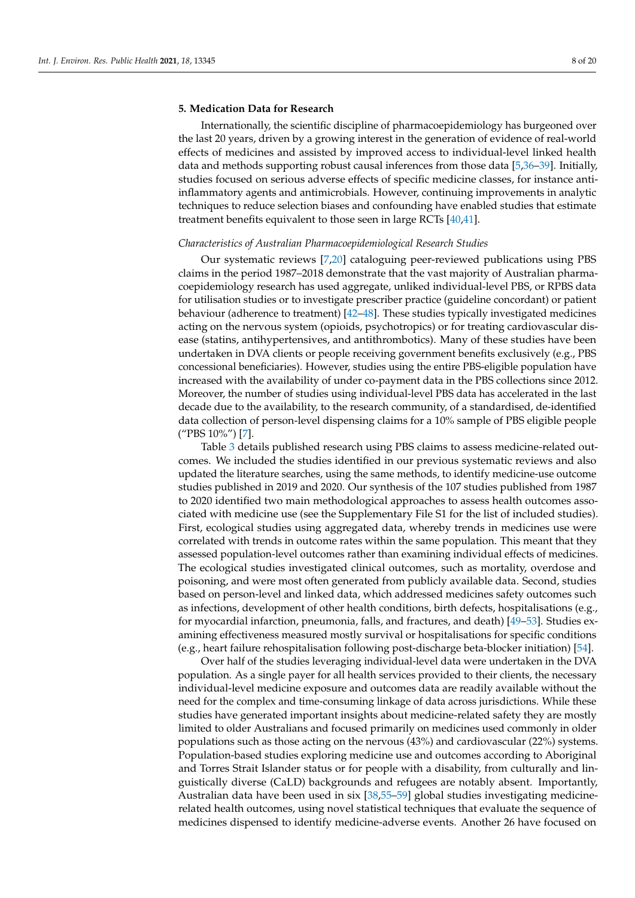## 5. Medication Data for Research

Internationally, the scientific discipline of pharmacoepidemiology has burgeoned over the last 20 years, driven by a growing interest in the generation of evidence of real-world effects of medicines and assisted by improved access to individual-level linked health data and methods supporting robust causal inferences from those data [5,36–39]. Initially, studies focused on serious adverse effects of specific medicine classes, for instance anti-inflammatory agents and antimicrobials. However, continuing improvements in analytic techniques to reduce selection biases and confounding have enabled studies that estimate treatment benefits equivalent to those seen in large RCTs [40,41].

### *Characteristics of Australian Pharmacoepidemiological Research Studies*

Our systematic reviews [7,20] cataloguing peer-reviewed publications using PBS claims in the period 1987–2018 demonstrate that the vast majority of Australian pharmacoepidemiology research has used aggregate, unliked individual-level PBS, or RPBS data for utilisation studies or to investigate prescriber practice (guideline concordant) or patient behaviour (adherence to treatment) [42–48]. These studies typically investigated medicines acting on the nervous system (opioids, psychotropics) or for treating cardiovascular disease (statins, antihypertensives, and antithrombotics). Many of these studies have been undertaken in DVA clients or people receiving government benefits exclusively (e.g., PBS concessional beneficiaries). However, studies using the entire PBS-eligible population have increased with the availability of under co-payment data in the PBS collections since 2012. Moreover, the number of studies using individual-level PBS data has accelerated in the last decade due to the availability, to the research community, of a standardised, de-identified data collection of person-level dispensing claims for a 10% sample of PBS eligible people ("PBS 10%") [7].

Table 3 details published research using PBS claims to assess medicine-related outcomes. We included the studies identified in our previous systematic reviews and also updated the literature searches, using the same methods, to identify medicine-use outcome studies published in 2019 and 2020. Our synthesis of the 107 studies published from 1987 to 2020 identified two main methodological approaches to assess health outcomes associated with medicine use (see the Supplementary File S1 for the list of included studies). First, ecological studies using aggregated data, whereby trends in medicines use were correlated with trends in outcome rates within the same population. This meant that they assessed population-level outcomes rather than examining individual effects of medicines. The ecological studies investigated clinical outcomes, such as mortality, overdose and poisoning, and were most often generated from publicly available data. Second, studies based on person-level and linked data, which addressed medicines safety outcomes such as infections, development of other health conditions, birth defects, hospitalisations (e.g., for myocardial infarction, pneumonia, falls, and fractures, and death) [49–53]. Studies examining effectiveness measured mostly survival or hospitalisations for specific conditions (e.g., heart failure rehospitalisation following post-discharge beta-blocker initiation) [54].

Over half of the studies leveraging individual-level data were undertaken in the DVA population. As a single payer for all health services provided to their clients, the necessary individual-level medicine exposure and outcomes data are readily available without the need for the complex and time-consuming linkage of data across jurisdictions. While these studies have generated important insights about medicine-related safety they are mostly limited to older Australians and focused primarily on medicines used commonly in older populations such as those acting on the nervous (43%) and cardiovascular (22%) systems. Population-based studies exploring medicine use and outcomes according to Aboriginal and Torres Strait Islander status or for people with a disability, from culturally and linguistically diverse (CaLD) backgrounds and refugees are notably absent. Importantly, Australian data have been used in six [38,55–59] global studies investigating medicine-related health outcomes, using novel statistical techniques that evaluate the sequence of medicines dispensed to identify medicine-adverse events. Another 26 have focused on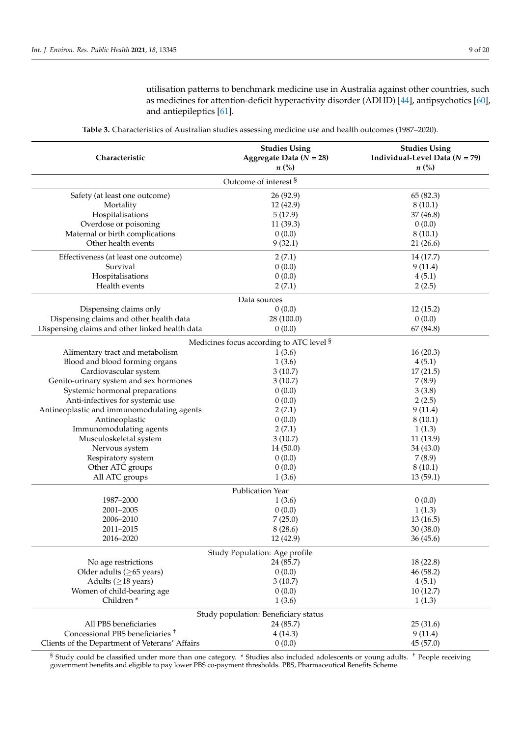utilisation patterns to benchmark medicine use in Australia against other countries, such as medicines for attention-deficit hyperactivity disorder (ADHD) [44], antipsychotics [60], and antiepileptics [61].

**Table 3.** Characteristics of Australian studies assessing medicine use and health outcomes (1987–2020).

| Characteristic | Studies Using Aggregate Data (*N* = 28) *n* (%) | Studies Using Individual-Level Data (*N* = 79) *n* (%) |
|---|---|---|
| **Outcome of interest** § | | |
| Safety (at least one outcome) | 26 (92.9) | 65 (82.3) |
| Mortality | 12 (42.9) | 8 (10.1) |
| Hospitalisations | 5 (17.9) | 37 (46.8) |
| Overdose or poisoning | 11 (39.3) | 0 (0.0) |
| Maternal or birth complications | 0 (0.0) | 8 (10.1) |
| Other health events | 9 (32.1) | 21 (26.6) |
| Effectiveness (at least one outcome) | 2 (7.1) | 14 (17.7) |
| Survival | 0 (0.0) | 9 (11.4) |
| Hospitalisations | 0 (0.0) | 4 (5.1) |
| Health events | 2 (7.1) | 2 (2.5) |
| **Data sources** | | |
| Dispensing claims only | 0 (0.0) | 12 (15.2) |
| Dispensing claims and other health data | 28 (100.0) | 0 (0.0) |
| Dispensing claims and other linked health data | 0 (0.0) | 67 (84.8) |
| **Medicines focus according to ATC level** § | | |
| Alimentary tract and metabolism | 1 (3.6) | 16 (20.3) |
| Blood and blood forming organs | 1 (3.6) | 4 (5.1) |
| Cardiovascular system | 3 (10.7) | 17 (21.5) |
| Genito-urinary system and sex hormones | 3 (10.7) | 7 (8.9) |
| Systemic hormonal preparations | 0 (0.0) | 3 (3.8) |
| Anti-infectives for systemic use | 0 (0.0) | 2 (2.5) |
| Antineoplastic and immunomodulating agents | 2 (7.1) | 9 (11.4) |
| Antineoplastic | 0 (0.0) | 8 (10.1) |
| Immunomodulating agents | 2 (7.1) | 1 (1.3) |
| Musculoskeletal system | 3 (10.7) | 11 (13.9) |
| Nervous system | 14 (50.0) | 34 (43.0) |
| Respiratory system | 0 (0.0) | 7 (8.9) |
| Other ATC groups | 0 (0.0) | 8 (10.1) |
| All ATC groups | 1 (3.6) | 13 (59.1) |
| **Publication Year** | | |
| 1987–2000 | 1 (3.6) | 0 (0.0) |
| 2001–2005 | 0 (0.0) | 1 (1.3) |
| 2006–2010 | 7 (25.0) | 13 (16.5) |
| 2011–2015 | 8 (28.6) | 30 (38.0) |
| 2016–2020 | 12 (42.9) | 36 (45.6) |
| **Study Population: Age profile** | | |
| No age restrictions | 24 (85.7) | 18 (22.8) |
| Older adults (≥65 years) | 0 (0.0) | 46 (58.2) |
| Adults (≥18 years) | 3 (10.7) | 4 (5.1) |
| Women of child-bearing age | 0 (0.0) | 10 (12.7) |
| Children * | 1 (3.6) | 1 (1.3) |
| **Study population: Beneficiary status** | | |
| All PBS beneficiaries | 24 (85.7) | 25 (31.6) |
| Concessional PBS beneficiaries † | 4 (14.3) | 9 (11.4) |
| Clients of the Department of Veterans' Affairs | 0 (0.0) | 45 (57.0) |

§ Study could be classified under more than one category. * Studies also included adolescents or young adults. † People receiving government benefits and eligible to pay lower PBS co-payment thresholds. PBS, Pharmaceutical Benefits Scheme.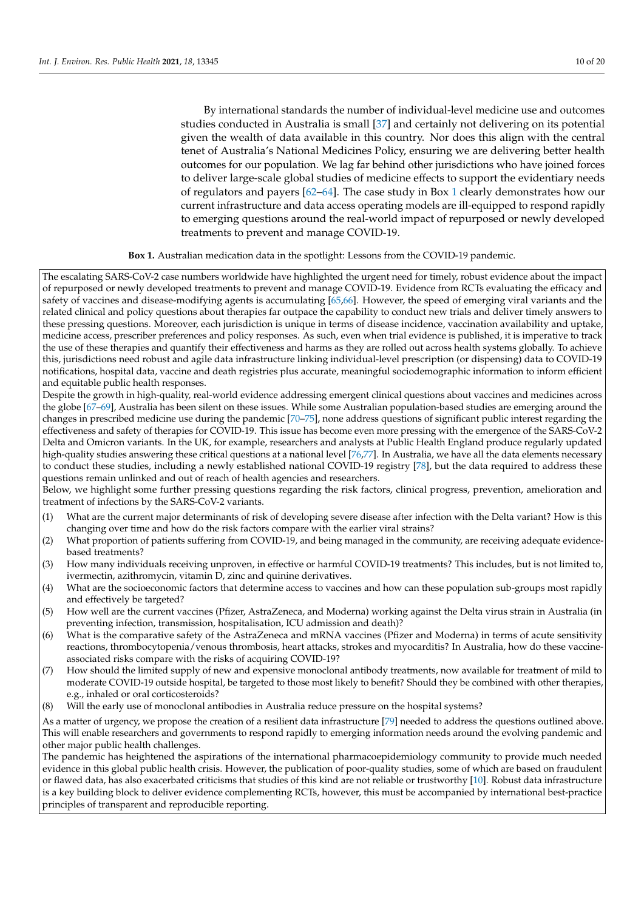By international standards the number of individual-level medicine use and outcomes studies conducted in Australia is small [37] and certainly not delivering on its potential given the wealth of data available in this country. Nor does this align with the central tenet of Australia's National Medicines Policy, ensuring we are delivering better health outcomes for our population. We lag far behind other jurisdictions who have joined forces to deliver large-scale global studies of medicine effects to support the evidentiary needs of regulators and payers [62–64]. The case study in Box 1 clearly demonstrates how our current infrastructure and data access operating models are ill-equipped to respond rapidly to emerging questions around the real-world impact of repurposed or newly developed treatments to prevent and manage COVID-19.

**Box 1.** Australian medication data in the spotlight: Lessons from the COVID-19 pandemic.

The escalating SARS-CoV-2 case numbers worldwide have highlighted the urgent need for timely, robust evidence about the impact of repurposed or newly developed treatments to prevent and manage COVID-19. Evidence from RCTs evaluating the efficacy and safety of vaccines and disease-modifying agents is accumulating [65,66]. However, the speed of emerging viral variants and the related clinical and policy questions about therapies far outpace the capability to conduct new trials and deliver timely answers to these pressing questions. Moreover, each jurisdiction is unique in terms of disease incidence, vaccination availability and uptake, medicine access, prescriber preferences and policy responses. As such, even when trial evidence is published, it is imperative to track the use of these therapies and quantify their effectiveness and harms as they are rolled out across health systems globally. To achieve this, jurisdictions need robust and agile data infrastructure linking individual-level prescription (or dispensing) data to COVID-19 notifications, hospital data, vaccine and death registries plus accurate, meaningful sociodemographic information to inform efficient and equitable public health responses.

Despite the growth in high-quality, real-world evidence addressing emergent clinical questions about vaccines and medicines across the globe [67–69], Australia has been silent on these issues. While some Australian population-based studies are emerging around the changes in prescribed medicine use during the pandemic [70–75], none address questions of significant public interest regarding the effectiveness and safety of therapies for COVID-19. This issue has become even more pressing with the emergence of the SARS-CoV-2 Delta and Omicron variants. In the UK, for example, researchers and analysts at Public Health England produce regularly updated high-quality studies answering these critical questions at a national level [76,77]. In Australia, we have all the data elements necessary to conduct these studies, including a newly established national COVID-19 registry [78], but the data required to address these questions remain unlinked and out of reach of health agencies and researchers.

Below, we highlight some further pressing questions regarding the risk factors, clinical progress, prevention, amelioration and treatment of infections by the SARS-CoV-2 variants.

(1) What are the current major determinants of risk of developing severe disease after infection with the Delta variant? How is this changing over time and how do the risk factors compare with the earlier viral strains?
(2) What proportion of patients suffering from COVID-19, and being managed in the community, are receiving adequate evidence-based treatments?
(3) How many individuals receiving unproven, in effective or harmful COVID-19 treatments? This includes, but is not limited to, ivermectin, azithromycin, vitamin D, zinc and quinine derivatives.
(4) What are the socioeconomic factors that determine access to vaccines and how can these population sub-groups most rapidly and effectively be targeted?
(5) How well are the current vaccines (Pfizer, AstraZeneca, and Moderna) working against the Delta virus strain in Australia (in preventing infection, transmission, hospitalisation, ICU admission and death)?
(6) What is the comparative safety of the AstraZeneca and mRNA vaccines (Pfizer and Moderna) in terms of acute sensitivity reactions, thrombocytopenia/venous thrombosis, heart attacks, strokes and myocarditis? In Australia, how do these vaccine-associated risks compare with the risks of acquiring COVID-19?
(7) How should the limited supply of new and expensive monoclonal antibody treatments, now available for treatment of mild to moderate COVID-19 outside hospital, be targeted to those most likely to benefit? Should they be combined with other therapies, e.g., inhaled or oral corticosteroids?
(8) Will the early use of monoclonal antibodies in Australia reduce pressure on the hospital systems?

As a matter of urgency, we propose the creation of a resilient data infrastructure [79] needed to address the questions outlined above. This will enable researchers and governments to respond rapidly to emerging information needs around the evolving pandemic and other major public health challenges.

The pandemic has heightened the aspirations of the international pharmacoepidemiology community to provide much needed evidence in this global public health crisis. However, the publication of poor-quality studies, some of which are based on fraudulent or flawed data, has also exacerbated criticisms that studies of this kind are not reliable or trustworthy [10]. Robust data infrastructure is a key building block to deliver evidence complementing RCTs, however, this must be accompanied by international best-practice principles of transparent and reproducible reporting.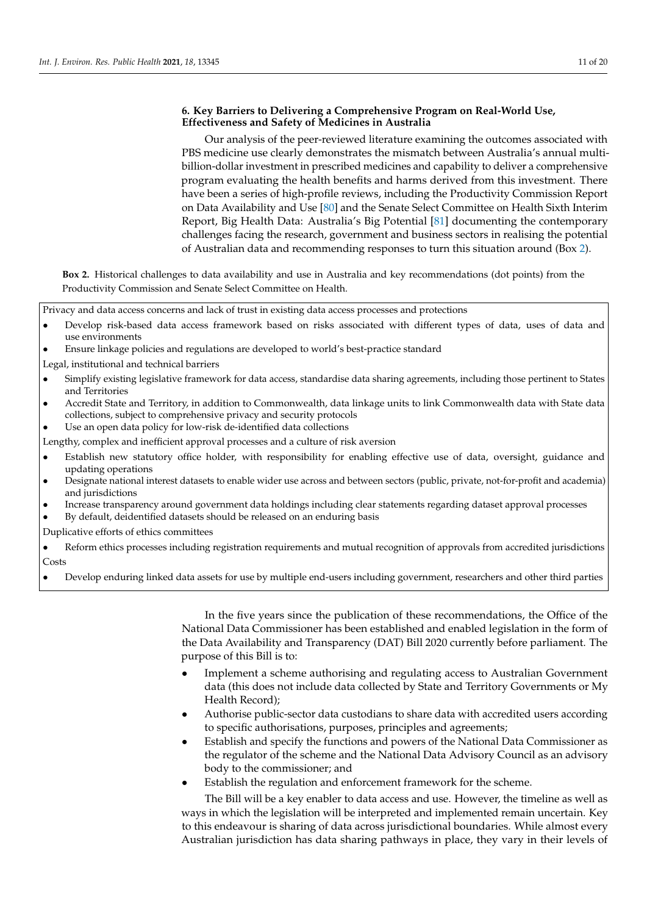## 6. Key Barriers to Delivering a Comprehensive Program on Real-World Use, Effectiveness and Safety of Medicines in Australia

Our analysis of the peer-reviewed literature examining the outcomes associated with PBS medicine use clearly demonstrates the mismatch between Australia's annual multi-billion-dollar investment in prescribed medicines and capability to deliver a comprehensive program evaluating the health benefits and harms derived from this investment. There have been a series of high-profile reviews, including the Productivity Commission Report on Data Availability and Use [80] and the Senate Select Committee on Health Sixth Interim Report, Big Health Data: Australia's Big Potential [81] documenting the contemporary challenges facing the research, government and business sectors in realising the potential of Australian data and recommending responses to turn this situation around (Box 2).

**Box 2.** Historical challenges to data availability and use in Australia and key recommendations (dot points) from the Productivity Commission and Senate Select Committee on Health.

Privacy and data access concerns and lack of trust in existing data access processes and protections

- Develop risk-based data access framework based on risks associated with different types of data, uses of data and use environments
- Ensure linkage policies and regulations are developed to world's best-practice standard

Legal, institutional and technical barriers

- Simplify existing legislative framework for data access, standardise data sharing agreements, including those pertinent to States and Territories
- Accredit State and Territory, in addition to Commonwealth, data linkage units to link Commonwealth data with State data collections, subject to comprehensive privacy and security protocols
- Use an open data policy for low-risk de-identified data collections

Lengthy, complex and inefficient approval processes and a culture of risk aversion

- Establish new statutory office holder, with responsibility for enabling effective use of data, oversight, guidance and updating operations
- Designate national interest datasets to enable wider use across and between sectors (public, private, not-for-profit and academia) and jurisdictions
- Increase transparency around government data holdings including clear statements regarding dataset approval processes
- By default, deidentified datasets should be released on an enduring basis

Duplicative efforts of ethics committees

- Reform ethics processes including registration requirements and mutual recognition of approvals from accredited jurisdictions

Costs

- Develop enduring linked data assets for use by multiple end-users including government, researchers and other third parties

In the five years since the publication of these recommendations, the Office of the National Data Commissioner has been established and enabled legislation in the form of the Data Availability and Transparency (DAT) Bill 2020 currently before parliament. The purpose of this Bill is to:

- Implement a scheme authorising and regulating access to Australian Government data (this does not include data collected by State and Territory Governments or My Health Record);
- Authorise public-sector data custodians to share data with accredited users according to specific authorisations, purposes, principles and agreements;
- Establish and specify the functions and powers of the National Data Commissioner as the regulator of the scheme and the National Data Advisory Council as an advisory body to the commissioner; and
- Establish the regulation and enforcement framework for the scheme.

The Bill will be a key enabler to data access and use. However, the timeline as well as ways in which the legislation will be interpreted and implemented remain uncertain. Key to this endeavour is sharing of data across jurisdictional boundaries. While almost every Australian jurisdiction has data sharing pathways in place, they vary in their levels of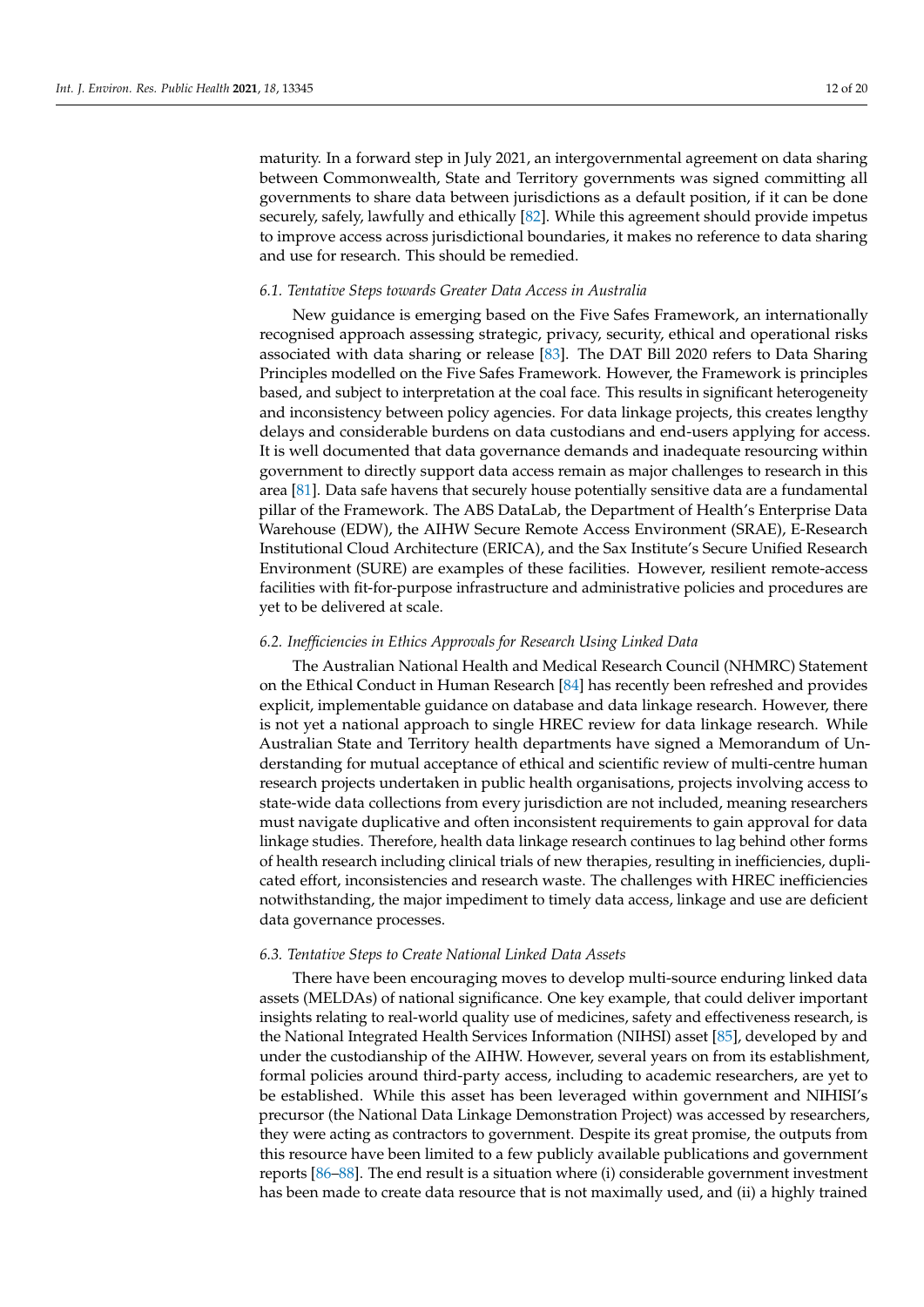maturity. In a forward step in July 2021, an intergovernmental agreement on data sharing between Commonwealth, State and Territory governments was signed committing all governments to share data between jurisdictions as a default position, if it can be done securely, safely, lawfully and ethically [82]. While this agreement should provide impetus to improve access across jurisdictional boundaries, it makes no reference to data sharing and use for research. This should be remedied.

### *6.1. Tentative Steps towards Greater Data Access in Australia*

New guidance is emerging based on the Five Safes Framework, an internationally recognised approach assessing strategic, privacy, security, ethical and operational risks associated with data sharing or release [83]. The DAT Bill 2020 refers to Data Sharing Principles modelled on the Five Safes Framework. However, the Framework is principles based, and subject to interpretation at the coal face. This results in significant heterogeneity and inconsistency between policy agencies. For data linkage projects, this creates lengthy delays and considerable burdens on data custodians and end-users applying for access. It is well documented that data governance demands and inadequate resourcing within government to directly support data access remain as major challenges to research in this area [81]. Data safe havens that securely house potentially sensitive data are a fundamental pillar of the Framework. The ABS DataLab, the Department of Health's Enterprise Data Warehouse (EDW), the AIHW Secure Remote Access Environment (SRAE), E-Research Institutional Cloud Architecture (ERICA), and the Sax Institute's Secure Unified Research Environment (SURE) are examples of these facilities. However, resilient remote-access facilities with fit-for-purpose infrastructure and administrative policies and procedures are yet to be delivered at scale.

### *6.2. Inefficiencies in Ethics Approvals for Research Using Linked Data*

The Australian National Health and Medical Research Council (NHMRC) Statement on the Ethical Conduct in Human Research [84] has recently been refreshed and provides explicit, implementable guidance on database and data linkage research. However, there is not yet a national approach to single HREC review for data linkage research. While Australian State and Territory health departments have signed a Memorandum of Understanding for mutual acceptance of ethical and scientific review of multi-centre human research projects undertaken in public health organisations, projects involving access to state-wide data collections from every jurisdiction are not included, meaning researchers must navigate duplicative and often inconsistent requirements to gain approval for data linkage studies. Therefore, health data linkage research continues to lag behind other forms of health research including clinical trials of new therapies, resulting in inefficiencies, duplicated effort, inconsistencies and research waste. The challenges with HREC inefficiencies notwithstanding, the major impediment to timely data access, linkage and use are deficient data governance processes.

### *6.3. Tentative Steps to Create National Linked Data Assets*

There have been encouraging moves to develop multi-source enduring linked data assets (MELDAs) of national significance. One key example, that could deliver important insights relating to real-world quality use of medicines, safety and effectiveness research, is the National Integrated Health Services Information (NIHSI) asset [85], developed by and under the custodianship of the AIHW. However, several years on from its establishment, formal policies around third-party access, including to academic researchers, are yet to be established. While this asset has been leveraged within government and NIHISI's precursor (the National Data Linkage Demonstration Project) was accessed by researchers, they were acting as contractors to government. Despite its great promise, the outputs from this resource have been limited to a few publicly available publications and government reports [86–88]. The end result is a situation where (i) considerable government investment has been made to create data resource that is not maximally used, and (ii) a highly trained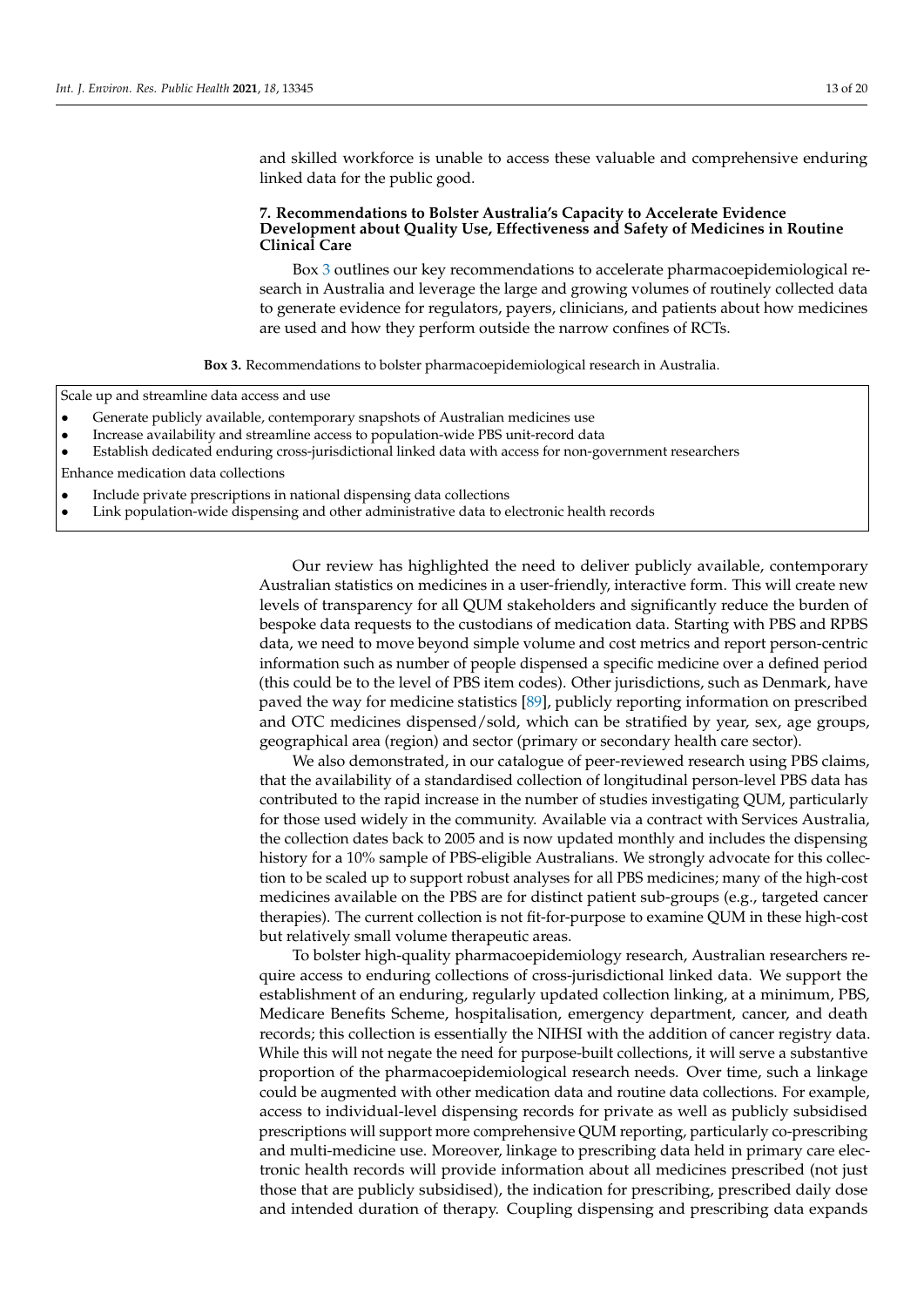and skilled workforce is unable to access these valuable and comprehensive enduring linked data for the public good.

## 7. Recommendations to Bolster Australia's Capacity to Accelerate Evidence Development about Quality Use, Effectiveness and Safety of Medicines in Routine Clinical Care

Box 3 outlines our key recommendations to accelerate pharmacoepidemiological research in Australia and leverage the large and growing volumes of routinely collected data to generate evidence for regulators, payers, clinicians, and patients about how medicines are used and how they perform outside the narrow confines of RCTs.

**Box 3.** Recommendations to bolster pharmacoepidemiological research in Australia.

Scale up and streamline data access and use

- Generate publicly available, contemporary snapshots of Australian medicines use
- Increase availability and streamline access to population-wide PBS unit-record data
- Establish dedicated enduring cross-jurisdictional linked data with access for non-government researchers

Enhance medication data collections

- Include private prescriptions in national dispensing data collections
- Link population-wide dispensing and other administrative data to electronic health records

Our review has highlighted the need to deliver publicly available, contemporary Australian statistics on medicines in a user-friendly, interactive form. This will create new levels of transparency for all QUM stakeholders and significantly reduce the burden of bespoke data requests to the custodians of medication data. Starting with PBS and RPBS data, we need to move beyond simple volume and cost metrics and report person-centric information such as number of people dispensed a specific medicine over a defined period (this could be to the level of PBS item codes). Other jurisdictions, such as Denmark, have paved the way for medicine statistics [89], publicly reporting information on prescribed and OTC medicines dispensed/sold, which can be stratified by year, sex, age groups, geographical area (region) and sector (primary or secondary health care sector).

We also demonstrated, in our catalogue of peer-reviewed research using PBS claims, that the availability of a standardised collection of longitudinal person-level PBS data has contributed to the rapid increase in the number of studies investigating QUM, particularly for those used widely in the community. Available via a contract with Services Australia, the collection dates back to 2005 and is now updated monthly and includes the dispensing history for a 10% sample of PBS-eligible Australians. We strongly advocate for this collection to be scaled up to support robust analyses for all PBS medicines; many of the high-cost medicines available on the PBS are for distinct patient sub-groups (e.g., targeted cancer therapies). The current collection is not fit-for-purpose to examine QUM in these high-cost but relatively small volume therapeutic areas.

To bolster high-quality pharmacoepidemiology research, Australian researchers require access to enduring collections of cross-jurisdictional linked data. We support the establishment of an enduring, regularly updated collection linking, at a minimum, PBS, Medicare Benefits Scheme, hospitalisation, emergency department, cancer, and death records; this collection is essentially the NIHSI with the addition of cancer registry data. While this will not negate the need for purpose-built collections, it will serve a substantive proportion of the pharmacoepidemiological research needs. Over time, such a linkage could be augmented with other medication data and routine data collections. For example, access to individual-level dispensing records for private as well as publicly subsidised prescriptions will support more comprehensive QUM reporting, particularly co-prescribing and multi-medicine use. Moreover, linkage to prescribing data held in primary care electronic health records will provide information about all medicines prescribed (not just those that are publicly subsidised), the indication for prescribing, prescribed daily dose and intended duration of therapy. Coupling dispensing and prescribing data expands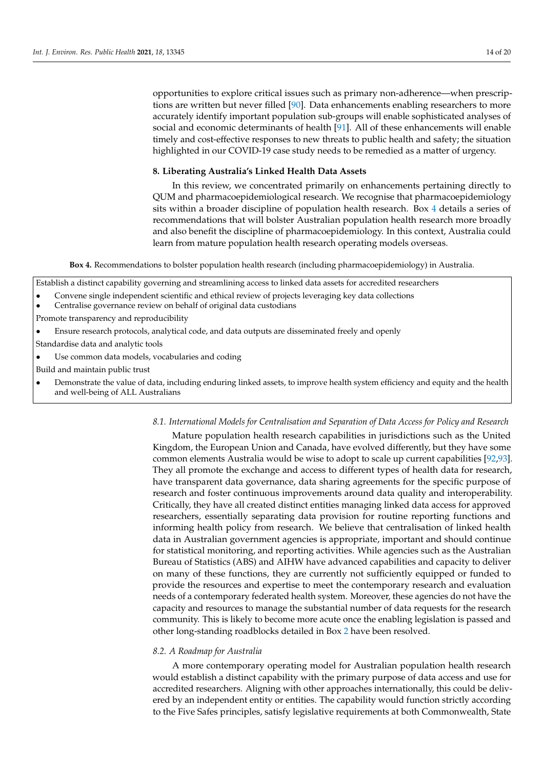opportunities to explore critical issues such as primary non-adherence—when prescriptions are written but never filled [90]. Data enhancements enabling researchers to more accurately identify important population sub-groups will enable sophisticated analyses of social and economic determinants of health [91]. All of these enhancements will enable timely and cost-effective responses to new threats to public health and safety; the situation highlighted in our COVID-19 case study needs to be remedied as a matter of urgency.

## 8. Liberating Australia's Linked Health Data Assets

In this review, we concentrated primarily on enhancements pertaining directly to QUM and pharmacoepidemiological research. We recognise that pharmacoepidemiology sits within a broader discipline of population health research. Box 4 details a series of recommendations that will bolster Australian population health research more broadly and also benefit the discipline of pharmacoepidemiology. In this context, Australia could learn from mature population health research operating models overseas.

**Box 4.** Recommendations to bolster population health research (including pharmacoepidemiology) in Australia.

Establish a distinct capability governing and streamlining access to linked data assets for accredited researchers

- Convene single independent scientific and ethical review of projects leveraging key data collections
- Centralise governance review on behalf of original data custodians

Promote transparency and reproducibility

- Ensure research protocols, analytical code, and data outputs are disseminated freely and openly

Standardise data and analytic tools

- Use common data models, vocabularies and coding

Build and maintain public trust

- Demonstrate the value of data, including enduring linked assets, to improve health system efficiency and equity and the health and well-being of ALL Australians

### *8.1. International Models for Centralisation and Separation of Data Access for Policy and Research*

Mature population health research capabilities in jurisdictions such as the United Kingdom, the European Union and Canada, have evolved differently, but they have some common elements Australia would be wise to adopt to scale up current capabilities [92,93]. They all promote the exchange and access to different types of health data for research, have transparent data governance, data sharing agreements for the specific purpose of research and foster continuous improvements around data quality and interoperability. Critically, they have all created distinct entities managing linked data access for approved researchers, essentially separating data provision for routine reporting functions and informing health policy from research. We believe that centralisation of linked health data in Australian government agencies is appropriate, important and should continue for statistical monitoring, and reporting activities. While agencies such as the Australian Bureau of Statistics (ABS) and AIHW have advanced capabilities and capacity to deliver on many of these functions, they are currently not sufficiently equipped or funded to provide the resources and expertise to meet the contemporary research and evaluation needs of a contemporary federated health system. Moreover, these agencies do not have the capacity and resources to manage the substantial number of data requests for the research community. This is likely to become more acute once the enabling legislation is passed and other long-standing roadblocks detailed in Box 2 have been resolved.

### *8.2. A Roadmap for Australia*

A more contemporary operating model for Australian population health research would establish a distinct capability with the primary purpose of data access and use for accredited researchers. Aligning with other approaches internationally, this could be delivered by an independent entity or entities. The capability would function strictly according to the Five Safes principles, satisfy legislative requirements at both Commonwealth, State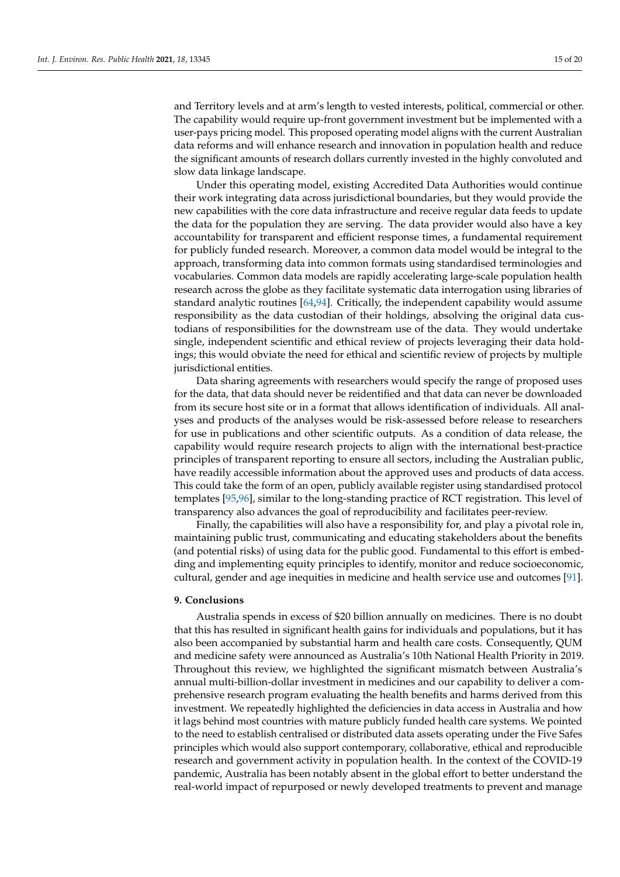and Territory levels and at arm's length to vested interests, political, commercial or other. The capability would require up-front government investment but be implemented with a user-pays pricing model. This proposed operating model aligns with the current Australian data reforms and will enhance research and innovation in population health and reduce the significant amounts of research dollars currently invested in the highly convoluted and slow data linkage landscape.

Under this operating model, existing Accredited Data Authorities would continue their work integrating data across jurisdictional boundaries, but they would provide the new capabilities with the core data infrastructure and receive regular data feeds to update the data for the population they are serving. The data provider would also have a key accountability for transparent and efficient response times, a fundamental requirement for publicly funded research. Moreover, a common data model would be integral to the approach, transforming data into common formats using standardised terminologies and vocabularies. Common data models are rapidly accelerating large-scale population health research across the globe as they facilitate systematic data interrogation using libraries of standard analytic routines [64,94]. Critically, the independent capability would assume responsibility as the data custodian of their holdings, absolving the original data custodians of responsibilities for the downstream use of the data. They would undertake single, independent scientific and ethical review of projects leveraging their data holdings; this would obviate the need for ethical and scientific review of projects by multiple jurisdictional entities.

Data sharing agreements with researchers would specify the range of proposed uses for the data, that data should never be reidentified and that data can never be downloaded from its secure host site or in a format that allows identification of individuals. All analyses and products of the analyses would be risk-assessed before release to researchers for use in publications and other scientific outputs. As a condition of data release, the capability would require research projects to align with the international best-practice principles of transparent reporting to ensure all sectors, including the Australian public, have readily accessible information about the approved uses and products of data access. This could take the form of an open, publicly available register using standardised protocol templates [95,96], similar to the long-standing practice of RCT registration. This level of transparency also advances the goal of reproducibility and facilitates peer-review.

Finally, the capabilities will also have a responsibility for, and play a pivotal role in, maintaining public trust, communicating and educating stakeholders about the benefits (and potential risks) of using data for the public good. Fundamental to this effort is embedding and implementing equity principles to identify, monitor and reduce socioeconomic, cultural, gender and age inequities in medicine and health service use and outcomes [91].

## 9. Conclusions

Australia spends in excess of $20 billion annually on medicines. There is no doubt that this has resulted in significant health gains for individuals and populations, but it has also been accompanied by substantial harm and health care costs. Consequently, QUM and medicine safety were announced as Australia's 10th National Health Priority in 2019. Throughout this review, we highlighted the significant mismatch between Australia's annual multi-billion-dollar investment in medicines and our capability to deliver a comprehensive research program evaluating the health benefits and harms derived from this investment. We repeatedly highlighted the deficiencies in data access in Australia and how it lags behind most countries with mature publicly funded health care systems. We pointed to the need to establish centralised or distributed data assets operating under the Five Safes principles which would also support contemporary, collaborative, ethical and reproducible research and government activity in population health. In the context of the COVID-19 pandemic, Australia has been notably absent in the global effort to better understand the real-world impact of repurposed or newly developed treatments to prevent and manage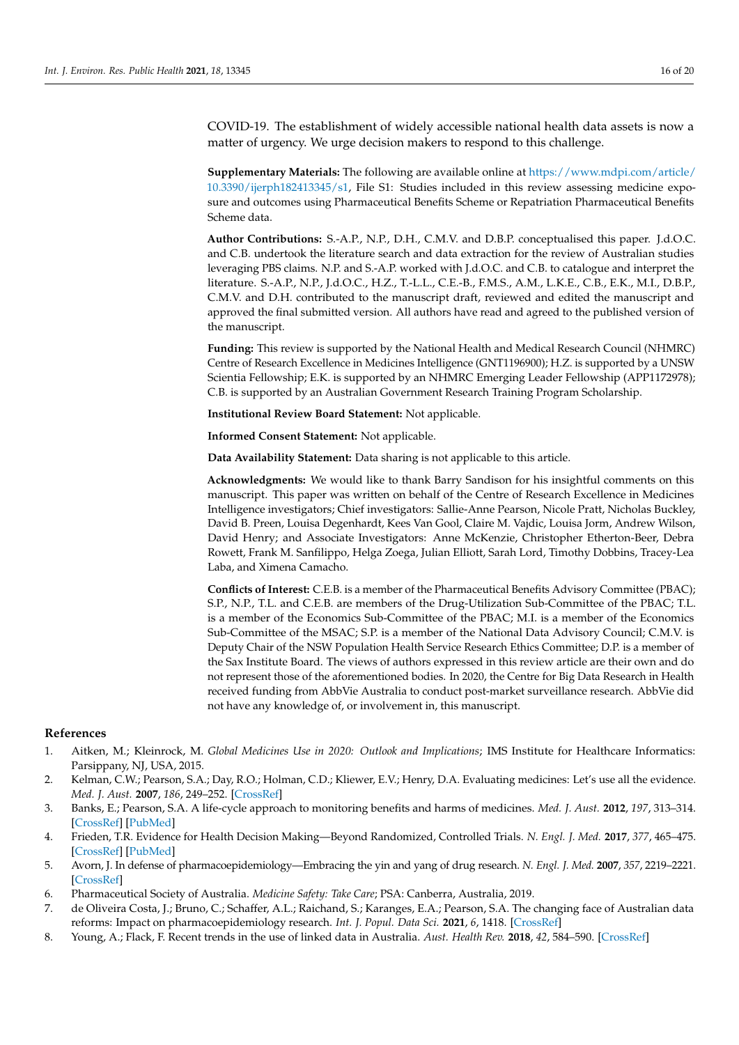COVID-19. The establishment of widely accessible national health data assets is now a matter of urgency. We urge decision makers to respond to this challenge.

**Supplementary Materials:** The following are available online at https://www.mdpi.com/article/10.3390/ijerph182413345/s1, File S1: Studies included in this review assessing medicine exposure and outcomes using Pharmaceutical Benefits Scheme or Repatriation Pharmaceutical Benefits Scheme data.

**Author Contributions:** S.-A.P., N.P., D.H., C.M.V. and D.B.P. conceptualised this paper. J.d.O.C. and C.B. undertook the literature search and data extraction for the review of Australian studies leveraging PBS claims. N.P. and S.-A.P. worked with J.d.O.C. and C.B. to catalogue and interpret the literature. S.-A.P., N.P., J.d.O.C., H.Z., T.-L.L., C.E.-B., F.M.S., A.M., L.K.E., C.B., E.K., M.I., D.B.P., C.M.V. and D.H. contributed to the manuscript draft, reviewed and edited the manuscript and approved the final submitted version. All authors have read and agreed to the published version of the manuscript.

**Funding:** This review is supported by the National Health and Medical Research Council (NHMRC) Centre of Research Excellence in Medicines Intelligence (GNT1196900); H.Z. is supported by a UNSW Scientia Fellowship; E.K. is supported by an NHMRC Emerging Leader Fellowship (APP1172978); C.B. is supported by an Australian Government Research Training Program Scholarship.

**Institutional Review Board Statement:** Not applicable.

**Informed Consent Statement:** Not applicable.

**Data Availability Statement:** Data sharing is not applicable to this article.

**Acknowledgments:** We would like to thank Barry Sandison for his insightful comments on this manuscript. This paper was written on behalf of the Centre of Research Excellence in Medicines Intelligence investigators; Chief investigators: Sallie-Anne Pearson, Nicole Pratt, Nicholas Buckley, David B. Preen, Louisa Degenhardt, Kees Van Gool, Claire M. Vajdic, Louisa Jorm, Andrew Wilson, David Henry; and Associate Investigators: Anne McKenzie, Christopher Etherton-Beer, Debra Rowett, Frank M. Sanfilippo, Helga Zoega, Julian Elliott, Sarah Lord, Timothy Dobbins, Tracey-Lea Laba, and Ximena Camacho.

**Conflicts of Interest:** C.E.B. is a member of the Pharmaceutical Benefits Advisory Committee (PBAC); S.P., N.P., T.L. and C.E.B. are members of the Drug-Utilization Sub-Committee of the PBAC; T.L. is a member of the Economics Sub-Committee of the PBAC; M.I. is a member of the Economics Sub-Committee of the MSAC; S.P. is a member of the National Data Advisory Council; C.M.V. is Deputy Chair of the NSW Population Health Service Research Ethics Committee; D.P. is a member of the Sax Institute Board. The views of authors expressed in this review article are their own and do not represent those of the aforementioned bodies. In 2020, the Centre for Big Data Research in Health received funding from AbbVie Australia to conduct post-market surveillance research. AbbVie did not have any knowledge of, or involvement in, this manuscript.

## References

1. Aitken, M.; Kleinrock, M. *Global Medicines Use in 2020: Outlook and Implications*; IMS Institute for Healthcare Informatics: Parsippany, NJ, USA, 2015.
2. Kelman, C.W.; Pearson, S.A.; Day, R.O.; Holman, C.D.; Kliewer, E.V.; Henry, D.A. Evaluating medicines: Let's use all the evidence. *Med. J. Aust.* **2007**, *186*, 249–252. [CrossRef]
3. Banks, E.; Pearson, S.A. A life-cycle approach to monitoring benefits and harms of medicines. *Med. J. Aust.* **2012**, *197*, 313–314. [CrossRef] [PubMed]
4. Frieden, T.R. Evidence for Health Decision Making—Beyond Randomized, Controlled Trials. *N. Engl. J. Med.* **2017**, *377*, 465–475. [CrossRef] [PubMed]
5. Avorn, J. In defense of pharmacoepidemiology—Embracing the yin and yang of drug research. *N. Engl. J. Med.* **2007**, *357*, 2219–2221. [CrossRef]
6. Pharmaceutical Society of Australia. *Medicine Safety: Take Care*; PSA: Canberra, Australia, 2019.
7. de Oliveira Costa, J.; Bruno, C.; Schaffer, A.L.; Raichand, S.; Karanges, E.A.; Pearson, S.A. The changing face of Australian data reforms: Impact on pharmacoepidemiology research. *Int. J. Popul. Data Sci.* **2021**, *6*, 1418. [CrossRef]
8. Young, A.; Flack, F. Recent trends in the use of linked data in Australia. *Aust. Health Rev.* **2018**, *42*, 584–590. [CrossRef]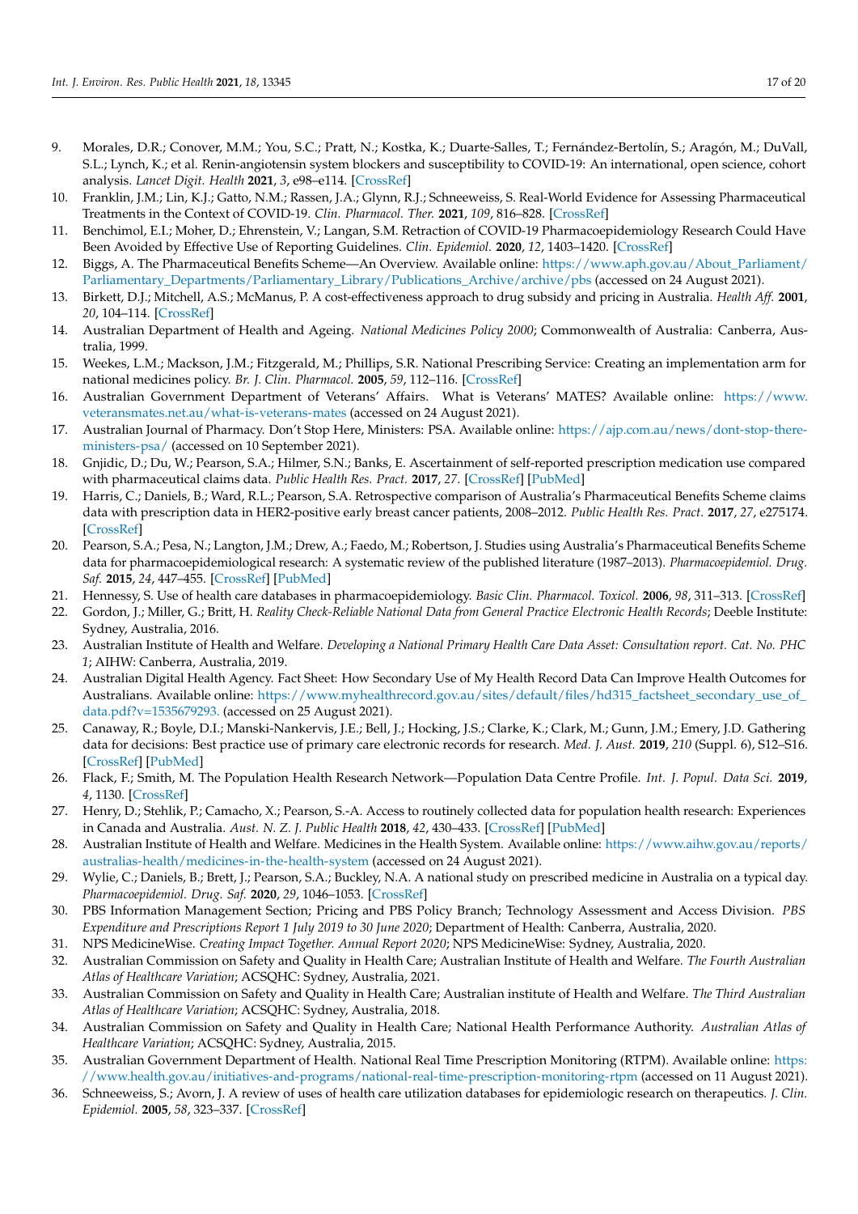9. Morales, D.R.; Conover, M.M.; You, S.C.; Pratt, N.; Kostka, K.; Duarte-Salles, T.; Fernández-Bertolín, S.; Aragón, M.; DuVall, S.L.; Lynch, K.; et al. Renin-angiotensin system blockers and susceptibility to COVID-19: An international, open science, cohort analysis. *Lancet Digit. Health* **2021**, *3*, e98–e114. [CrossRef]
10. Franklin, J.M.; Lin, K.J.; Gatto, N.M.; Rassen, J.A.; Glynn, R.J.; Schneeweiss, S. Real-World Evidence for Assessing Pharmaceutical Treatments in the Context of COVID-19. *Clin. Pharmacol. Ther.* **2021**, *109*, 816–828. [CrossRef]
11. Benchimol, E.I.; Moher, D.; Ehrenstein, V.; Langan, S.M. Retraction of COVID-19 Pharmacoepidemiology Research Could Have Been Avoided by Effective Use of Reporting Guidelines. *Clin. Epidemiol.* **2020**, *12*, 1403–1420. [CrossRef]
12. Biggs, A. The Pharmaceutical Benefits Scheme—An Overview. Available online: https://www.aph.gov.au/About_Parliament/Parliamentary_Departments/Parliamentary_Library/Publications_Archive/archive/pbs (accessed on 24 August 2021).
13. Birkett, D.J.; Mitchell, A.S.; McManus, P. A cost-effectiveness approach to drug subsidy and pricing in Australia. *Health Aff.* **2001**, *20*, 104–114. [CrossRef]
14. Australian Department of Health and Ageing. *National Medicines Policy 2000*; Commonwealth of Australia: Canberra, Australia, 1999.
15. Weekes, L.M.; Mackson, J.M.; Fitzgerald, M.; Phillips, S.R. National Prescribing Service: Creating an implementation arm for national medicines policy. *Br. J. Clin. Pharmacol.* **2005**, *59*, 112–116. [CrossRef]
16. Australian Government Department of Veterans' Affairs. What is Veterans' MATES? Available online: https://www.veteransmates.net.au/what-is-veterans-mates (accessed on 24 August 2021).
17. Australian Journal of Pharmacy. Don't Stop Here, Ministers: PSA. Available online: https://ajp.com.au/news/dont-stop-there-ministers-psa/ (accessed on 10 September 2021).
18. Gnjidic, D.; Du, W.; Pearson, S.A.; Hilmer, S.N.; Banks, E. Ascertainment of self-reported prescription medication use compared with pharmaceutical claims data. *Public Health Res. Pract.* **2017**, *27*. [CrossRef] [PubMed]
19. Harris, C.; Daniels, B.; Ward, R.L.; Pearson, S.A. Retrospective comparison of Australia's Pharmaceutical Benefits Scheme claims data with prescription data in HER2-positive early breast cancer patients, 2008–2012. *Public Health Res. Pract.* **2017**, *27*, e275174. [CrossRef]
20. Pearson, S.A.; Pesa, N.; Langton, J.M.; Drew, A.; Faedo, M.; Robertson, J. Studies using Australia's Pharmaceutical Benefits Scheme data for pharmacoepidemiological research: A systematic review of the published literature (1987–2013). *Pharmacoepidemiol. Drug. Saf.* **2015**, *24*, 447–455. [CrossRef] [PubMed]
21. Hennessy, S. Use of health care databases in pharmacoepidemiology. *Basic Clin. Pharmacol. Toxicol.* **2006**, *98*, 311–313. [CrossRef]
22. Gordon, J.; Miller, G.; Britt, H. *Reality Check-Reliable National Data from General Practice Electronic Health Records*; Deeble Institute: Sydney, Australia, 2016.
23. Australian Institute of Health and Welfare. *Developing a National Primary Health Care Data Asset: Consultation report. Cat. No. PHC 1*; AIHW: Canberra, Australia, 2019.
24. Australian Digital Health Agency. Fact Sheet: How Secondary Use of My Health Record Data Can Improve Health Outcomes for Australians. Available online: https://www.myhealthrecord.gov.au/sites/default/files/hd315_factsheet_secondary_use_of_data.pdf?v=1535679293. (accessed on 25 August 2021).
25. Canaway, R.; Boyle, D.I.; Manski-Nankervis, J.E.; Bell, J.; Hocking, J.S.; Clarke, K.; Clark, M.; Gunn, J.M.; Emery, J.D. Gathering data for decisions: Best practice use of primary care electronic records for research. *Med. J. Aust.* **2019**, *210* (Suppl. 6), S12–S16. [CrossRef] [PubMed]
26. Flack, F.; Smith, M. The Population Health Research Network—Population Data Centre Profile. *Int. J. Popul. Data Sci.* **2019**, *4*, 1130. [CrossRef]
27. Henry, D.; Stehlik, P.; Camacho, X.; Pearson, S.-A. Access to routinely collected data for population health research: Experiences in Canada and Australia. *Aust. N. Z. J. Public Health* **2018**, *42*, 430–433. [CrossRef] [PubMed]
28. Australian Institute of Health and Welfare. Medicines in the Health System. Available online: https://www.aihw.gov.au/reports/australias-health/medicines-in-the-health-system (accessed on 24 August 2021).
29. Wylie, C.; Daniels, B.; Brett, J.; Pearson, S.A.; Buckley, N.A. A national study on prescribed medicine in Australia on a typical day. *Pharmacoepidemiol. Drug. Saf.* **2020**, *29*, 1046–1053. [CrossRef]
30. PBS Information Management Section; Pricing and PBS Policy Branch; Technology Assessment and Access Division. *PBS Expenditure and Prescriptions Report 1 July 2019 to 30 June 2020*; Department of Health: Canberra, Australia, 2020.
31. NPS MedicineWise. *Creating Impact Together. Annual Report 2020*; NPS MedicineWise: Sydney, Australia, 2020.
32. Australian Commission on Safety and Quality in Health Care; Australian Institute of Health and Welfare. *The Fourth Australian Atlas of Healthcare Variation*; ACSQHC: Sydney, Australia, 2021.
33. Australian Commission on Safety and Quality in Health Care; Australian institute of Health and Welfare. *The Third Australian Atlas of Healthcare Variation*; ACSQHC: Sydney, Australia, 2018.
34. Australian Commission on Safety and Quality in Health Care; National Health Performance Authority. *Australian Atlas of Healthcare Variation*; ACSQHC: Sydney, Australia, 2015.
35. Australian Government Department of Health. National Real Time Prescription Monitoring (RTPM). Available online: https://www.health.gov.au/initiatives-and-programs/national-real-time-prescription-monitoring-rtpm (accessed on 11 August 2021).
36. Schneeweiss, S.; Avorn, J. A review of uses of health care utilization databases for epidemiologic research on therapeutics. *J. Clin. Epidemiol.* **2005**, *58*, 323–337. [CrossRef]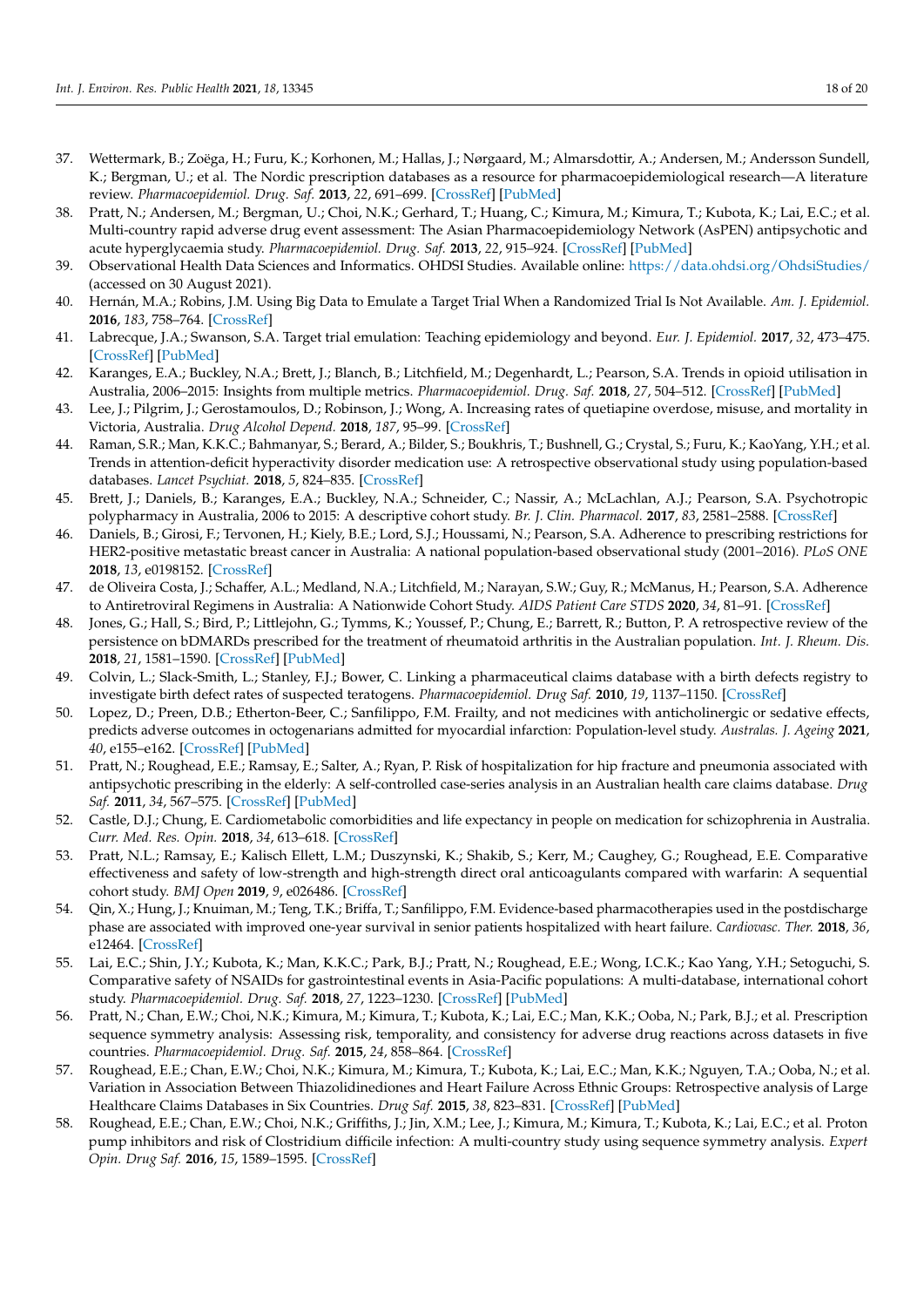37. Wettermark, B.; Zoëga, H.; Furu, K.; Korhonen, M.; Hallas, J.; Nørgaard, M.; Almarsdottir, A.; Andersen, M.; Andersson Sundell, K.; Bergman, U.; et al. The Nordic prescription databases as a resource for pharmacoepidemiological research—A literature review. *Pharmacoepidemiol. Drug. Saf.* **2013**, *22*, 691–699. [CrossRef] [PubMed]
38. Pratt, N.; Andersen, M.; Bergman, U.; Choi, N.K.; Gerhard, T.; Huang, C.; Kimura, M.; Kimura, T.; Kubota, K.; Lai, E.C.; et al. Multi-country rapid adverse drug event assessment: The Asian Pharmacoepidemiology Network (AsPEN) antipsychotic and acute hyperglycaemia study. *Pharmacoepidemiol. Drug. Saf.* **2013**, *22*, 915–924. [CrossRef] [PubMed]
39. Observational Health Data Sciences and Informatics. OHDSI Studies. Available online: https://data.ohdsi.org/OhdsiStudies/ (accessed on 30 August 2021).
40. Hernán, M.A.; Robins, J.M. Using Big Data to Emulate a Target Trial When a Randomized Trial Is Not Available. *Am. J. Epidemiol.* **2016**, *183*, 758–764. [CrossRef]
41. Labrecque, J.A.; Swanson, S.A. Target trial emulation: Teaching epidemiology and beyond. *Eur. J. Epidemiol.* **2017**, *32*, 473–475. [CrossRef] [PubMed]
42. Karanges, E.A.; Buckley, N.A.; Brett, J.; Blanch, B.; Litchfield, M.; Degenhardt, L.; Pearson, S.A. Trends in opioid utilisation in Australia, 2006–2015: Insights from multiple metrics. *Pharmacoepidemiol. Drug. Saf.* **2018**, *27*, 504–512. [CrossRef] [PubMed]
43. Lee, J.; Pilgrim, J.; Gerostamoulos, D.; Robinson, J.; Wong, A. Increasing rates of quetiapine overdose, misuse, and mortality in Victoria, Australia. *Drug Alcohol Depend.* **2018**, *187*, 95–99. [CrossRef]
44. Raman, S.R.; Man, K.K.C.; Bahmanyar, S.; Berard, A.; Bilder, S.; Boukhris, T.; Bushnell, G.; Crystal, S.; Furu, K.; KaoYang, Y.H.; et al. Trends in attention-deficit hyperactivity disorder medication use: A retrospective observational study using population-based databases. *Lancet Psychiat.* **2018**, *5*, 824–835. [CrossRef]
45. Brett, J.; Daniels, B.; Karanges, E.A.; Buckley, N.A.; Schneider, C.; Nassir, A.; McLachlan, A.J.; Pearson, S.A. Psychotropic polypharmacy in Australia, 2006 to 2015: A descriptive cohort study. *Br. J. Clin. Pharmacol.* **2017**, *83*, 2581–2588. [CrossRef]
46. Daniels, B.; Girosi, F.; Tervonen, H.; Kiely, B.E.; Lord, S.J.; Houssami, N.; Pearson, S.A. Adherence to prescribing restrictions for HER2-positive metastatic breast cancer in Australia: A national population-based observational study (2001–2016). *PLoS ONE* **2018**, *13*, e0198152. [CrossRef]
47. de Oliveira Costa, J.; Schaffer, A.L.; Medland, N.A.; Litchfield, M.; Narayan, S.W.; Guy, R.; McManus, H.; Pearson, S.A. Adherence to Antiretroviral Regimens in Australia: A Nationwide Cohort Study. *AIDS Patient Care STDS* **2020**, *34*, 81–91. [CrossRef]
48. Jones, G.; Hall, S.; Bird, P.; Littlejohn, G.; Tymms, K.; Youssef, P.; Chung, E.; Barrett, R.; Button, P. A retrospective review of the persistence on bDMARDs prescribed for the treatment of rheumatoid arthritis in the Australian population. *Int. J. Rheum. Dis.* **2018**, *21*, 1581–1590. [CrossRef] [PubMed]
49. Colvin, L.; Slack-Smith, L.; Stanley, F.J.; Bower, C. Linking a pharmaceutical claims database with a birth defects registry to investigate birth defect rates of suspected teratogens. *Pharmacoepidemiol. Drug Saf.* **2010**, *19*, 1137–1150. [CrossRef]
50. Lopez, D.; Preen, D.B.; Etherton-Beer, C.; Sanfilippo, F.M. Frailty, and not medicines with anticholinergic or sedative effects, predicts adverse outcomes in octogenarians admitted for myocardial infarction: Population-level study. *Australas. J. Ageing* **2021**, *40*, e155–e162. [CrossRef] [PubMed]
51. Pratt, N.; Roughead, E.E.; Ramsay, E.; Salter, A.; Ryan, P. Risk of hospitalization for hip fracture and pneumonia associated with antipsychotic prescribing in the elderly: A self-controlled case-series analysis in an Australian health care claims database. *Drug Saf.* **2011**, *34*, 567–575. [CrossRef] [PubMed]
52. Castle, D.J.; Chung, E. Cardiometabolic comorbidities and life expectancy in people on medication for schizophrenia in Australia. *Curr. Med. Res. Opin.* **2018**, *34*, 613–618. [CrossRef]
53. Pratt, N.L.; Ramsay, E.; Kalisch Ellett, L.M.; Duszynski, K.; Shakib, S.; Kerr, M.; Caughey, G.; Roughead, E.E. Comparative effectiveness and safety of low-strength and high-strength direct oral anticoagulants compared with warfarin: A sequential cohort study. *BMJ Open* **2019**, *9*, e026486. [CrossRef]
54. Qin, X.; Hung, J.; Knuiman, M.; Teng, T.K.; Briffa, T.; Sanfilippo, F.M. Evidence-based pharmacotherapies used in the postdischarge phase are associated with improved one-year survival in senior patients hospitalized with heart failure. *Cardiovasc. Ther.* **2018**, *36*, e12464. [CrossRef]
55. Lai, E.C.; Shin, J.Y.; Kubota, K.; Man, K.K.C.; Park, B.J.; Pratt, N.; Roughead, E.E.; Wong, I.C.K.; Kao Yang, Y.H.; Setoguchi, S. Comparative safety of NSAIDs for gastrointestinal events in Asia-Pacific populations: A multi-database, international cohort study. *Pharmacoepidemiol. Drug. Saf.* **2018**, *27*, 1223–1230. [CrossRef] [PubMed]
56. Pratt, N.; Chan, E.W.; Choi, N.K.; Kimura, M.; Kimura, T.; Kubota, K.; Lai, E.C.; Man, K.K.; Ooba, N.; Park, B.J.; et al. Prescription sequence symmetry analysis: Assessing risk, temporality, and consistency for adverse drug reactions across datasets in five countries. *Pharmacoepidemiol. Drug. Saf.* **2015**, *24*, 858–864. [CrossRef]
57. Roughead, E.E.; Chan, E.W.; Choi, N.K.; Kimura, M.; Kimura, T.; Kubota, K.; Lai, E.C.; Man, K.K.; Nguyen, T.A.; Ooba, N.; et al. Variation in Association Between Thiazolidinediones and Heart Failure Across Ethnic Groups: Retrospective analysis of Large Healthcare Claims Databases in Six Countries. *Drug Saf.* **2015**, *38*, 823–831. [CrossRef] [PubMed]
58. Roughead, E.E.; Chan, E.W.; Choi, N.K.; Griffiths, J.; Jin, X.M.; Lee, J.; Kimura, M.; Kimura, T.; Kubota, K.; Lai, E.C.; et al. Proton pump inhibitors and risk of Clostridium difficile infection: A multi-country study using sequence symmetry analysis. *Expert Opin. Drug Saf.* **2016**, *15*, 1589–1595. [CrossRef]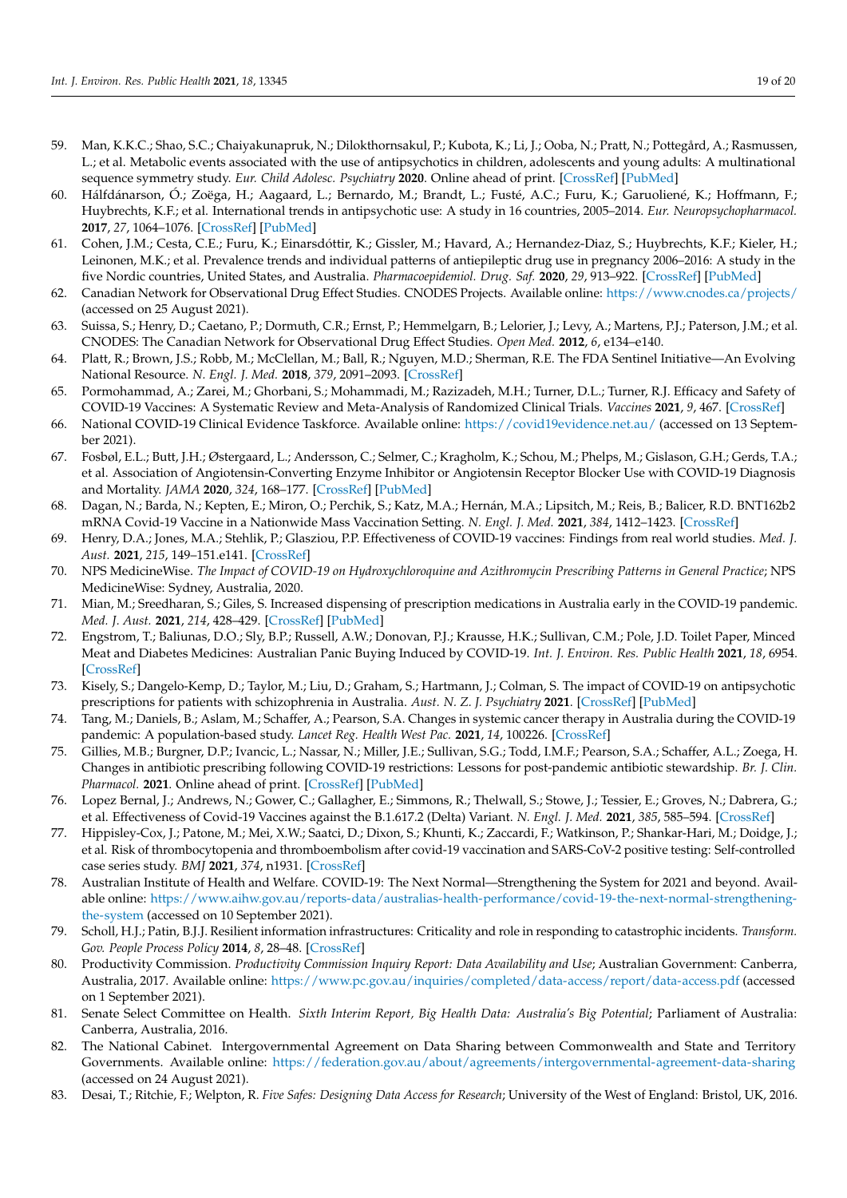59. Man, K.K.C.; Shao, S.C.; Chaiyakunapruk, N.; Dilokthornsakul, P.; Kubota, K.; Li, J.; Ooba, N.; Pratt, N.; Pottegård, A.; Rasmussen, L.; et al. Metabolic events associated with the use of antipsychotics in children, adolescents and young adults: A multinational sequence symmetry study. *Eur. Child Adolesc. Psychiatry* **2020**. Online ahead of print. [CrossRef] [PubMed]
60. Hálfdánarson, Ó.; Zoëga, H.; Aagaard, L.; Bernardo, M.; Brandt, L.; Fusté, A.C.; Furu, K.; Garuolienė, K.; Hoffmann, F.; Huybrechts, K.F.; et al. International trends in antipsychotic use: A study in 16 countries, 2005–2014. *Eur. Neuropsychopharmacol.* **2017**, *27*, 1064–1076. [CrossRef] [PubMed]
61. Cohen, J.M.; Cesta, C.E.; Furu, K.; Einarsdóttir, K.; Gissler, M.; Havard, A.; Hernandez-Diaz, S.; Huybrechts, K.F.; Kieler, H.; Leinonen, M.K.; et al. Prevalence trends and individual patterns of antiepileptic drug use in pregnancy 2006–2016: A study in the five Nordic countries, United States, and Australia. *Pharmacoepidemiol. Drug. Saf.* **2020**, *29*, 913–922. [CrossRef] [PubMed]
62. Canadian Network for Observational Drug Effect Studies. CNODES Projects. Available online: https://www.cnodes.ca/projects/ (accessed on 25 August 2021).
63. Suissa, S.; Henry, D.; Caetano, P.; Dormuth, C.R.; Ernst, P.; Hemmelgarn, B.; Lelorier, J.; Levy, A.; Martens, P.J.; Paterson, J.M.; et al. CNODES: The Canadian Network for Observational Drug Effect Studies. *Open Med.* **2012**, *6*, e134–e140.
64. Platt, R.; Brown, J.S.; Robb, M.; McClellan, M.; Ball, R.; Nguyen, M.D.; Sherman, R.E. The FDA Sentinel Initiative—An Evolving National Resource. *N. Engl. J. Med.* **2018**, *379*, 2091–2093. [CrossRef]
65. Pormohammad, A.; Zarei, M.; Ghorbani, S.; Mohammadi, M.; Razizadeh, M.H.; Turner, D.L.; Turner, R.J. Efficacy and Safety of COVID-19 Vaccines: A Systematic Review and Meta-Analysis of Randomized Clinical Trials. *Vaccines* **2021**, *9*, 467. [CrossRef]
66. National COVID-19 Clinical Evidence Taskforce. Available online: https://covid19evidence.net.au/ (accessed on 13 September 2021).
67. Fosbøl, E.L.; Butt, J.H.; Østergaard, L.; Andersson, C.; Selmer, C.; Kragholm, K.; Schou, M.; Phelps, M.; Gislason, G.H.; Gerds, T.A.; et al. Association of Angiotensin-Converting Enzyme Inhibitor or Angiotensin Receptor Blocker Use with COVID-19 Diagnosis and Mortality. *JAMA* **2020**, *324*, 168–177. [CrossRef] [PubMed]
68. Dagan, N.; Barda, N.; Kepten, E.; Miron, O.; Perchik, S.; Katz, M.A.; Hernán, M.A.; Lipsitch, M.; Reis, B.; Balicer, R.D. BNT162b2 mRNA Covid-19 Vaccine in a Nationwide Mass Vaccination Setting. *N. Engl. J. Med.* **2021**, *384*, 1412–1423. [CrossRef]
69. Henry, D.A.; Jones, M.A.; Stehlik, P.; Glasziou, P.P. Effectiveness of COVID-19 vaccines: Findings from real world studies. *Med. J. Aust.* **2021**, *215*, 149–151.e141. [CrossRef]
70. NPS MedicineWise. *The Impact of COVID-19 on Hydroxychloroquine and Azithromycin Prescribing Patterns in General Practice*; NPS MedicineWise: Sydney, Australia, 2020.
71. Mian, M.; Sreedharan, S.; Giles, S. Increased dispensing of prescription medications in Australia early in the COVID-19 pandemic. *Med. J. Aust.* **2021**, *214*, 428–429. [CrossRef] [PubMed]
72. Engstrom, T.; Baliunas, D.O.; Sly, B.P.; Russell, A.W.; Donovan, P.J.; Krausse, H.K.; Sullivan, C.M.; Pole, J.D. Toilet Paper, Minced Meat and Diabetes Medicines: Australian Panic Buying Induced by COVID-19. *Int. J. Environ. Res. Public Health* **2021**, *18*, 6954. [CrossRef]
73. Kisely, S.; Dangelo-Kemp, D.; Taylor, M.; Liu, D.; Graham, S.; Hartmann, J.; Colman, S. The impact of COVID-19 on antipsychotic prescriptions for patients with schizophrenia in Australia. *Aust. N. Z. J. Psychiatry* **2021**. [CrossRef] [PubMed]
74. Tang, M.; Daniels, B.; Aslam, M.; Schaffer, A.; Pearson, S.A. Changes in systemic cancer therapy in Australia during the COVID-19 pandemic: A population-based study. *Lancet Reg. Health West Pac.* **2021**, *14*, 100226. [CrossRef]
75. Gillies, M.B.; Burgner, D.P.; Ivancic, L.; Nassar, N.; Miller, J.E.; Sullivan, S.G.; Todd, I.M.F.; Pearson, S.A.; Schaffer, A.L.; Zoega, H. Changes in antibiotic prescribing following COVID-19 restrictions: Lessons for post-pandemic antibiotic stewardship. *Br. J. Clin. Pharmacol.* **2021**. Online ahead of print. [CrossRef] [PubMed]
76. Lopez Bernal, J.; Andrews, N.; Gower, C.; Gallagher, E.; Simmons, R.; Thelwall, S.; Stowe, J.; Tessier, E.; Groves, N.; Dabrera, G.; et al. Effectiveness of Covid-19 Vaccines against the B.1.617.2 (Delta) Variant. *N. Engl. J. Med.* **2021**, *385*, 585–594. [CrossRef]
77. Hippisley-Cox, J.; Patone, M.; Mei, X.W.; Saatci, D.; Dixon, S.; Khunti, K.; Zaccardi, F.; Watkinson, P.; Shankar-Hari, M.; Doidge, J.; et al. Risk of thrombocytopenia and thromboembolism after covid-19 vaccination and SARS-CoV-2 positive testing: Self-controlled case series study. *BMJ* **2021**, *374*, n1931. [CrossRef]
78. Australian Institute of Health and Welfare. COVID-19: The Next Normal—Strengthening the System for 2021 and beyond. Available online: https://www.aihw.gov.au/reports-data/australias-health-performance/covid-19-the-next-normal-strengthening-the-system (accessed on 10 September 2021).
79. Scholl, H.J.; Patin, B.J.J. Resilient information infrastructures: Criticality and role in responding to catastrophic incidents. *Transform. Gov. People Process Policy* **2014**, *8*, 28–48. [CrossRef]
80. Productivity Commission. *Productivity Commission Inquiry Report: Data Availability and Use*; Australian Government: Canberra, Australia, 2017. Available online: https://www.pc.gov.au/inquiries/completed/data-access/report/data-access.pdf (accessed on 1 September 2021).
81. Senate Select Committee on Health. *Sixth Interim Report, Big Health Data: Australia's Big Potential*; Parliament of Australia: Canberra, Australia, 2016.
82. The National Cabinet. Intergovernmental Agreement on Data Sharing between Commonwealth and State and Territory Governments. Available online: https://federation.gov.au/about/agreements/intergovernmental-agreement-data-sharing (accessed on 24 August 2021).
83. Desai, T.; Ritchie, F.; Welpton, R. *Five Safes: Designing Data Access for Research*; University of the West of England: Bristol, UK, 2016.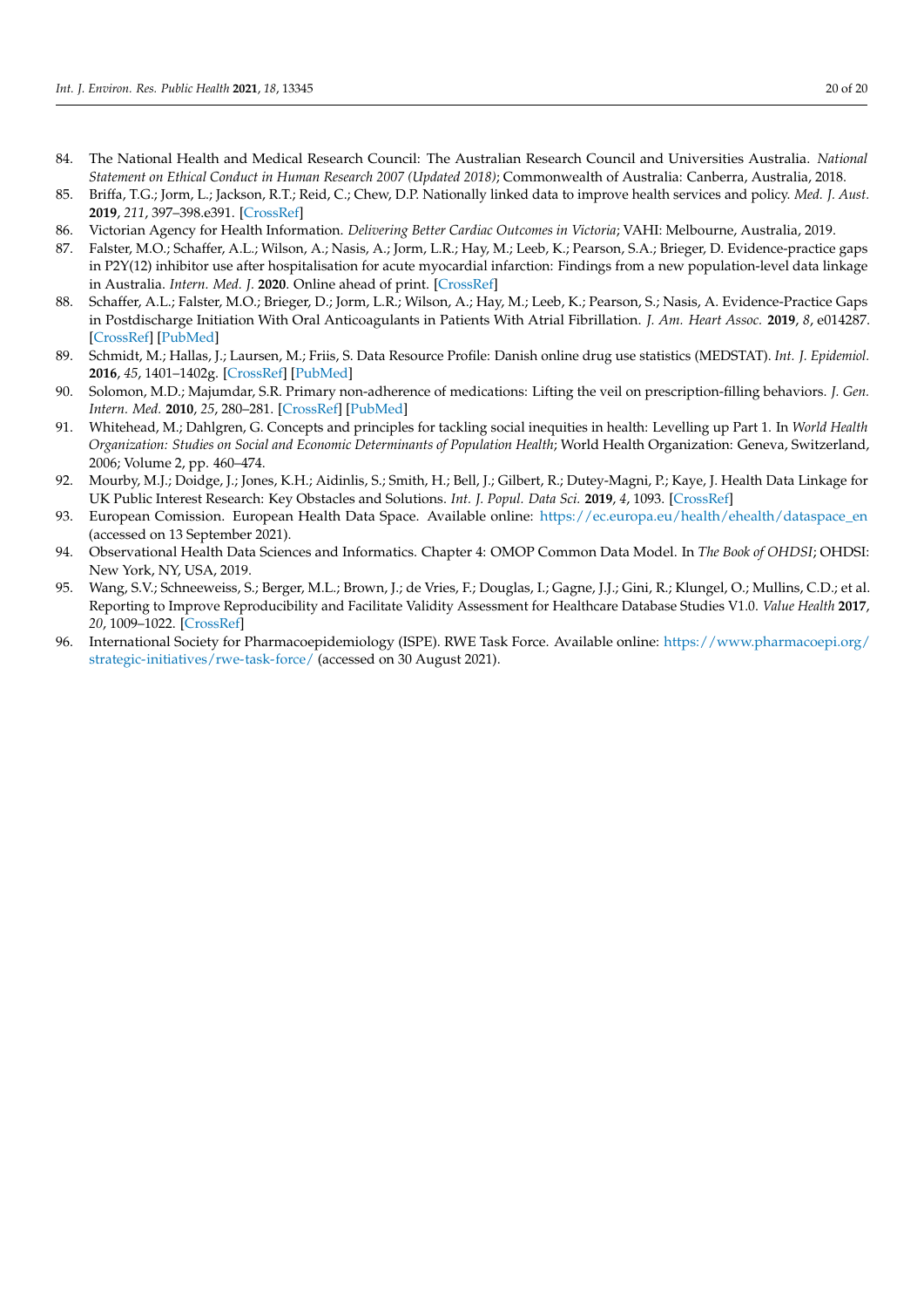84. The National Health and Medical Research Council: The Australian Research Council and Universities Australia. *National Statement on Ethical Conduct in Human Research 2007 (Updated 2018)*; Commonwealth of Australia: Canberra, Australia, 2018.
85. Briffa, T.G.; Jorm, L.; Jackson, R.T.; Reid, C.; Chew, D.P. Nationally linked data to improve health services and policy. *Med. J. Aust.* **2019**, *211*, 397–398.e391. [CrossRef]
86. Victorian Agency for Health Information. *Delivering Better Cardiac Outcomes in Victoria*; VAHI: Melbourne, Australia, 2019.
87. Falster, M.O.; Schaffer, A.L.; Wilson, A.; Nasis, A.; Jorm, L.R.; Hay, M.; Leeb, K.; Pearson, S.A.; Brieger, D. Evidence-practice gaps in P2Y(12) inhibitor use after hospitalisation for acute myocardial infarction: Findings from a new population-level data linkage in Australia. *Intern. Med. J.* **2020**. Online ahead of print. [CrossRef]
88. Schaffer, A.L.; Falster, M.O.; Brieger, D.; Jorm, L.R.; Wilson, A.; Hay, M.; Leeb, K.; Pearson, S.; Nasis, A. Evidence-Practice Gaps in Postdischarge Initiation With Oral Anticoagulants in Patients With Atrial Fibrillation. *J. Am. Heart Assoc.* **2019**, *8*, e014287. [CrossRef] [PubMed]
89. Schmidt, M.; Hallas, J.; Laursen, M.; Friis, S. Data Resource Profile: Danish online drug use statistics (MEDSTAT). *Int. J. Epidemiol.* **2016**, *45*, 1401–1402g. [CrossRef] [PubMed]
90. Solomon, M.D.; Majumdar, S.R. Primary non-adherence of medications: Lifting the veil on prescription-filling behaviors. *J. Gen. Intern. Med.* **2010**, *25*, 280–281. [CrossRef] [PubMed]
91. Whitehead, M.; Dahlgren, G. Concepts and principles for tackling social inequities in health: Levelling up Part 1. In *World Health Organization: Studies on Social and Economic Determinants of Population Health*; World Health Organization: Geneva, Switzerland, 2006; Volume 2, pp. 460–474.
92. Mourby, M.J.; Doidge, J.; Jones, K.H.; Aidinlis, S.; Smith, H.; Bell, J.; Gilbert, R.; Dutey-Magni, P.; Kaye, J. Health Data Linkage for UK Public Interest Research: Key Obstacles and Solutions. *Int. J. Popul. Data Sci.* **2019**, *4*, 1093. [CrossRef]
93. European Comission. European Health Data Space. Available online: https://ec.europa.eu/health/ehealth/dataspace_en (accessed on 13 September 2021).
94. Observational Health Data Sciences and Informatics. Chapter 4: OMOP Common Data Model. In *The Book of OHDSI*; OHDSI: New York, NY, USA, 2019.
95. Wang, S.V.; Schneeweiss, S.; Berger, M.L.; Brown, J.; de Vries, F.; Douglas, I.; Gagne, J.J.; Gini, R.; Klungel, O.; Mullins, C.D.; et al. Reporting to Improve Reproducibility and Facilitate Validity Assessment for Healthcare Database Studies V1.0. *Value Health* **2017**, *20*, 1009–1022. [CrossRef]
96. International Society for Pharmacoepidemiology (ISPE). RWE Task Force. Available online: https://www.pharmacoepi.org/strategic-initiatives/rwe-task-force/ (accessed on 30 August 2021).